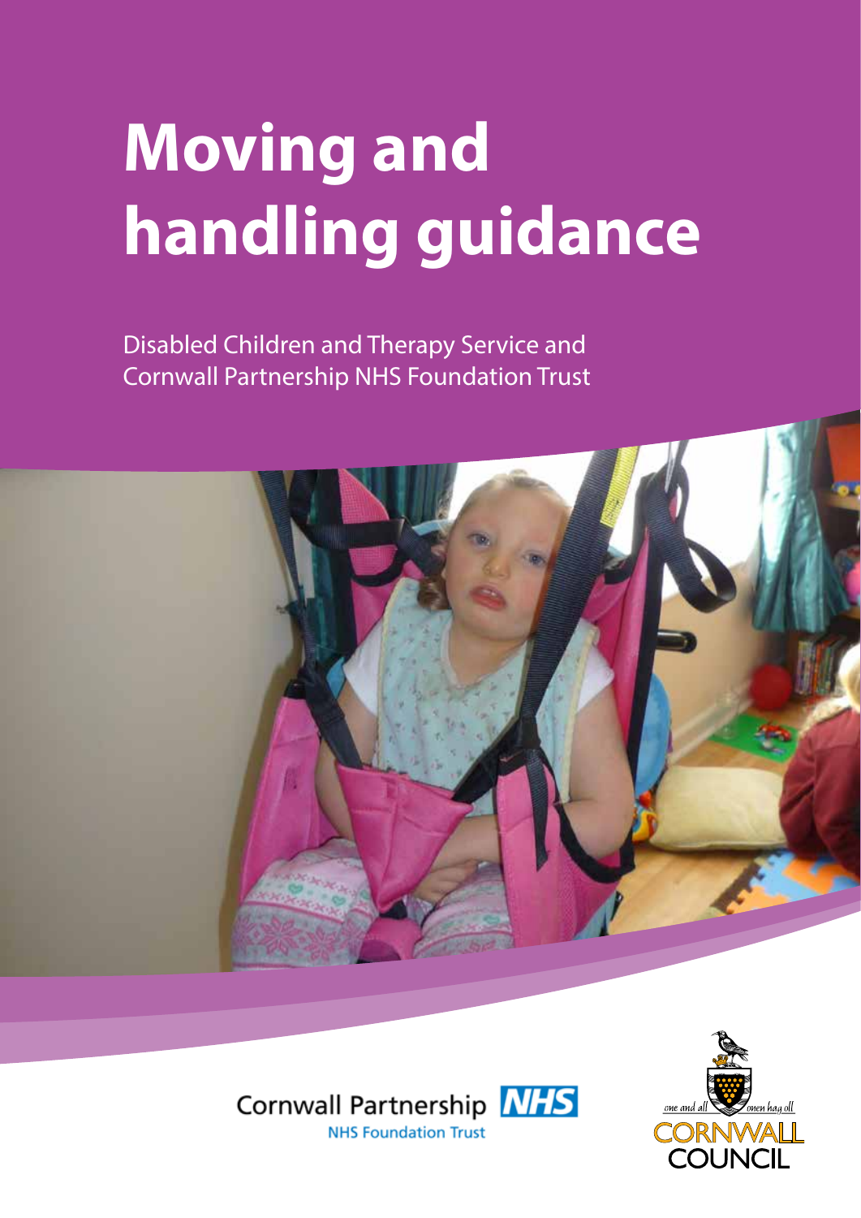# Moving and handling guidance

Disabled Children and Therapy Service and Cornwall Partnership NHS Foundation Trust

Cornwall Partnership NHS Foundation Trust

one and all onen hag oll

CORNWALL COUNCIL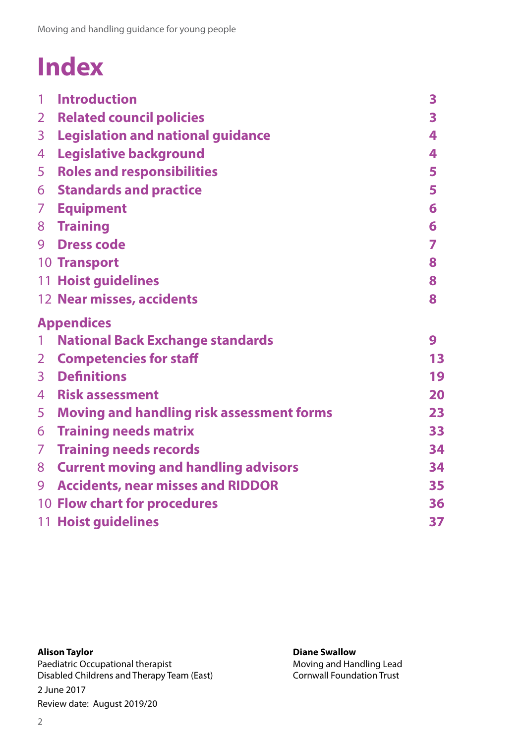# Index

| | | |
|---|---|---|
| 1 | **Introduction** | **3** |
| 2 | **Related council policies** | **3** |
| 3 | **Legislation and national guidance** | **4** |
| 4 | **Legislative background** | **4** |
| 5 | **Roles and responsibilities** | **5** |
| 6 | **Standards and practice** | **5** |
| 7 | **Equipment** | **6** |
| 8 | **Training** | **6** |
| 9 | **Dress code** | **7** |
| 10 | **Transport** | **8** |
| 11 | **Hoist guidelines** | **8** |
| 12 | **Near misses, accidents** | **8** |

## Appendices

| | | |
|---|---|---|
| 1 | **National Back Exchange standards** | **9** |
| 2 | **Competencies for staff** | **13** |
| 3 | **Definitions** | **19** |
| 4 | **Risk assessment** | **20** |
| 5 | **Moving and handling risk assessment forms** | **23** |
| 6 | **Training needs matrix** | **33** |
| 7 | **Training needs records** | **34** |
| 8 | **Current moving and handling advisors** | **34** |
| 9 | **Accidents, near misses and RIDDOR** | **35** |
| 10 | **Flow chart for procedures** | **36** |
| 11 | **Hoist guidelines** | **37** |

**Alison Taylor**
Paediatric Occupational therapist
Disabled Childrens and Therapy Team (East)

**Diane Swallow**
Moving and Handling Lead
Cornwall Foundation Trust

2 June 2017

Review date: August 2019/20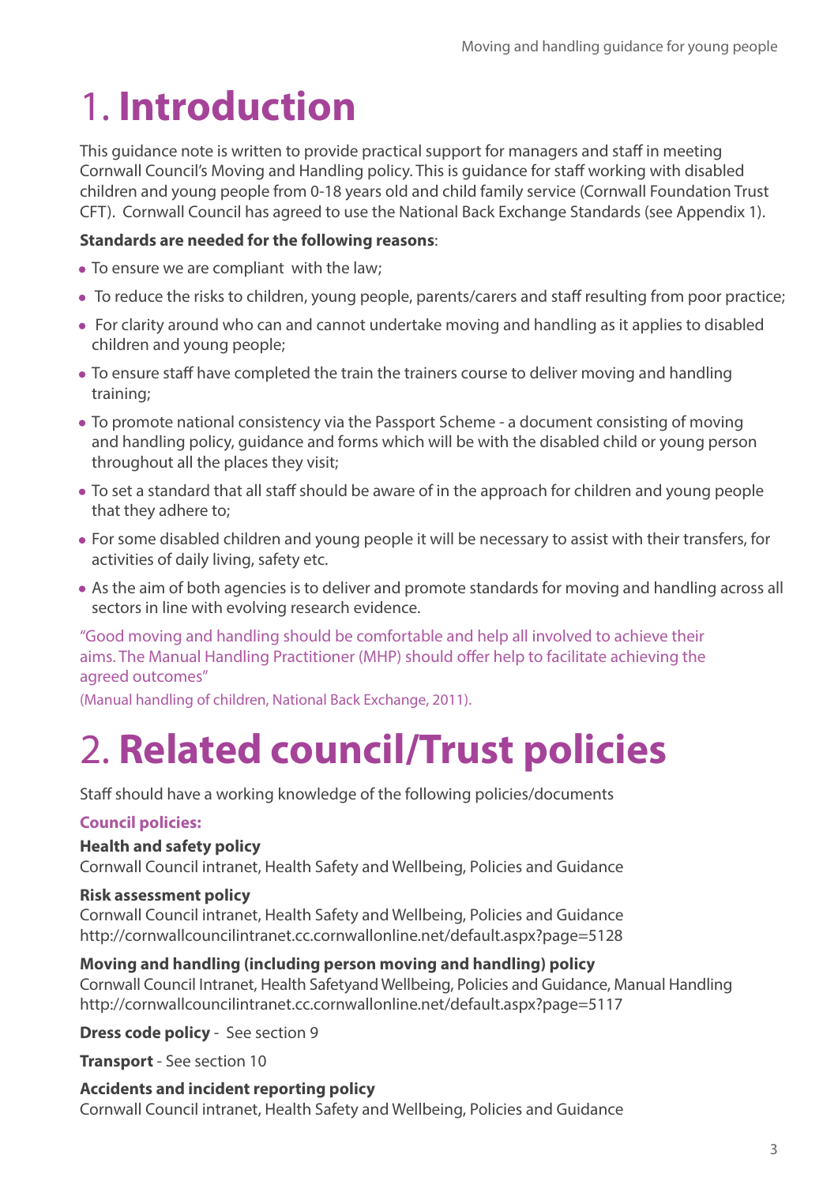# 1. **Introduction**

This guidance note is written to provide practical support for managers and staff in meeting Cornwall Council's Moving and Handling policy. This is guidance for staff working with disabled children and young people from 0-18 years old and child family service (Cornwall Foundation Trust CFT). Cornwall Council has agreed to use the National Back Exchange Standards (see Appendix 1).

**Standards are needed for the following reasons**:

- To ensure we are compliant with the law;
- To reduce the risks to children, young people, parents/carers and staff resulting from poor practice;
- For clarity around who can and cannot undertake moving and handling as it applies to disabled children and young people;
- To ensure staff have completed the train the trainers course to deliver moving and handling training;
- To promote national consistency via the Passport Scheme - a document consisting of moving and handling policy, guidance and forms which will be with the disabled child or young person throughout all the places they visit;
- To set a standard that all staff should be aware of in the approach for children and young people that they adhere to;
- For some disabled children and young people it will be necessary to assist with their transfers, for activities of daily living, safety etc.
- As the aim of both agencies is to deliver and promote standards for moving and handling across all sectors in line with evolving research evidence.

"Good moving and handling should be comfortable and help all involved to achieve their aims. The Manual Handling Practitioner (MHP) should offer help to facilitate achieving the agreed outcomes"

(Manual handling of children, National Back Exchange, 2011).

# 2. **Related council/Trust policies**

Staff should have a working knowledge of the following policies/documents

**Council policies:**

**Health and safety policy**
Cornwall Council intranet, Health Safety and Wellbeing, Policies and Guidance

**Risk assessment policy**
Cornwall Council intranet, Health Safety and Wellbeing, Policies and Guidance
http://cornwallcouncilintranet.cc.cornwallonline.net/default.aspx?page=5128

**Moving and handling (including person moving and handling) policy**
Cornwall Council Intranet, Health Safetyand Wellbeing, Policies and Guidance, Manual Handling
http://cornwallcouncilintranet.cc.cornwallonline.net/default.aspx?page=5117

**Dress code policy** - See section 9

**Transport** - See section 10

**Accidents and incident reporting policy**
Cornwall Council intranet, Health Safety and Wellbeing, Policies and Guidance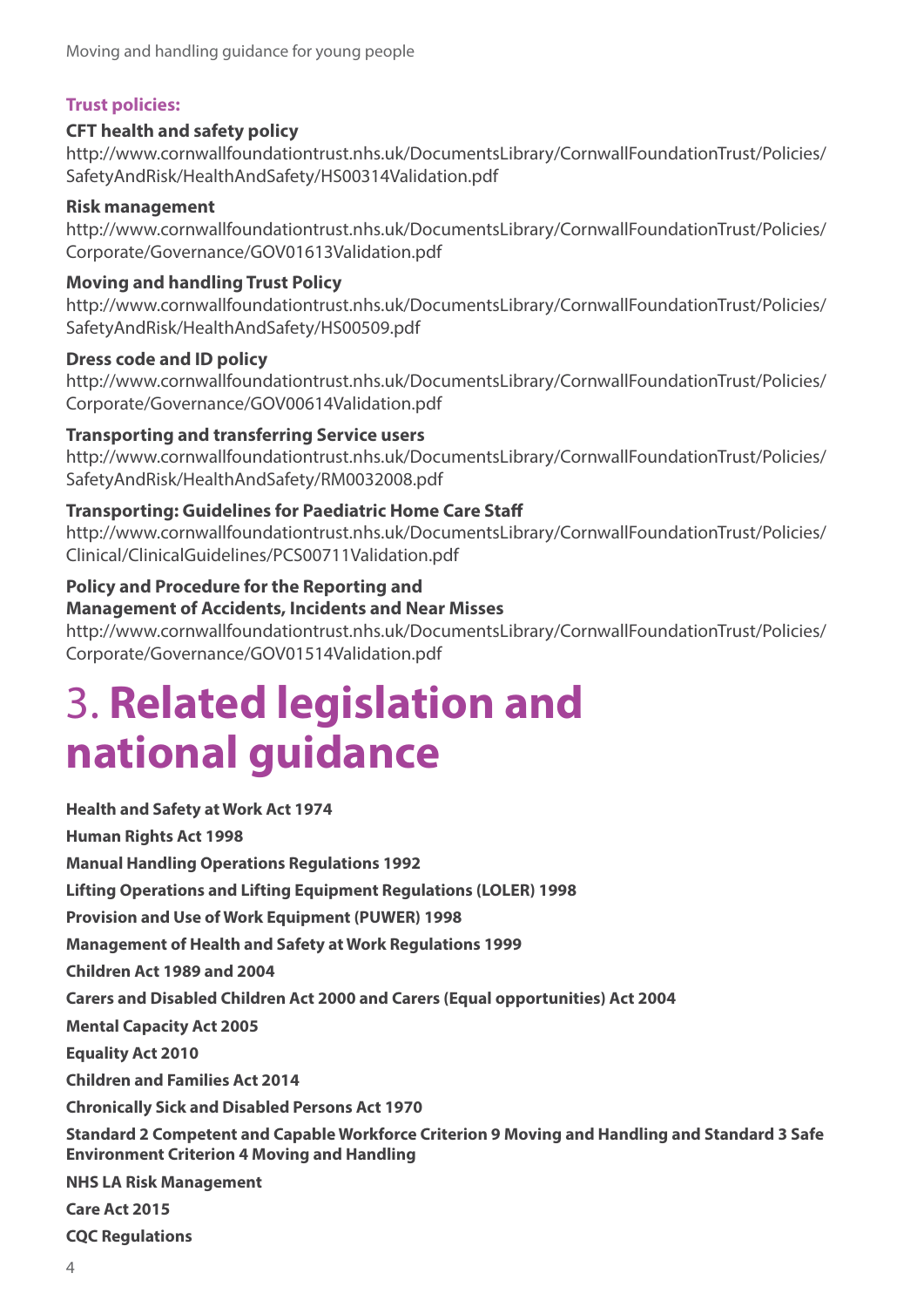**Trust policies:**

**CFT health and safety policy**
http://www.cornwallfoundationtrust.nhs.uk/DocumentsLibrary/CornwallFoundationTrust/Policies/SafetyAndRisk/HealthAndSafety/HS00314Validation.pdf

**Risk management**
http://www.cornwallfoundationtrust.nhs.uk/DocumentsLibrary/CornwallFoundationTrust/Policies/Corporate/Governance/GOV01613Validation.pdf

**Moving and handling Trust Policy**
http://www.cornwallfoundationtrust.nhs.uk/DocumentsLibrary/CornwallFoundationTrust/Policies/SafetyAndRisk/HealthAndSafety/HS00509.pdf

**Dress code and ID policy**
http://www.cornwallfoundationtrust.nhs.uk/DocumentsLibrary/CornwallFoundationTrust/Policies/Corporate/Governance/GOV00614Validation.pdf

**Transporting and transferring Service users**
http://www.cornwallfoundationtrust.nhs.uk/DocumentsLibrary/CornwallFoundationTrust/Policies/SafetyAndRisk/HealthAndSafety/RM0032008.pdf

**Transporting: Guidelines for Paediatric Home Care Staff**
http://www.cornwallfoundationtrust.nhs.uk/DocumentsLibrary/CornwallFoundationTrust/Policies/Clinical/ClinicalGuidelines/PCS00711Validation.pdf

**Policy and Procedure for the Reporting and Management of Accidents, Incidents and Near Misses**
http://www.cornwallfoundationtrust.nhs.uk/DocumentsLibrary/CornwallFoundationTrust/Policies/Corporate/Governance/GOV01514Validation.pdf

# 3. Related legislation and national guidance

**Health and Safety at Work Act 1974**

**Human Rights Act 1998**

**Manual Handling Operations Regulations 1992**

**Lifting Operations and Lifting Equipment Regulations (LOLER) 1998**

**Provision and Use of Work Equipment (PUWER) 1998**

**Management of Health and Safety at Work Regulations 1999**

**Children Act 1989 and 2004**

**Carers and Disabled Children Act 2000 and Carers (Equal opportunities) Act 2004**

**Mental Capacity Act 2005**

**Equality Act 2010**

**Children and Families Act 2014**

**Chronically Sick and Disabled Persons Act 1970**

**Standard 2 Competent and Capable Workforce Criterion 9 Moving and Handling and Standard 3 Safe Environment Criterion 4 Moving and Handling**

**NHS LA Risk Management**

**Care Act 2015**

**CQC Regulations**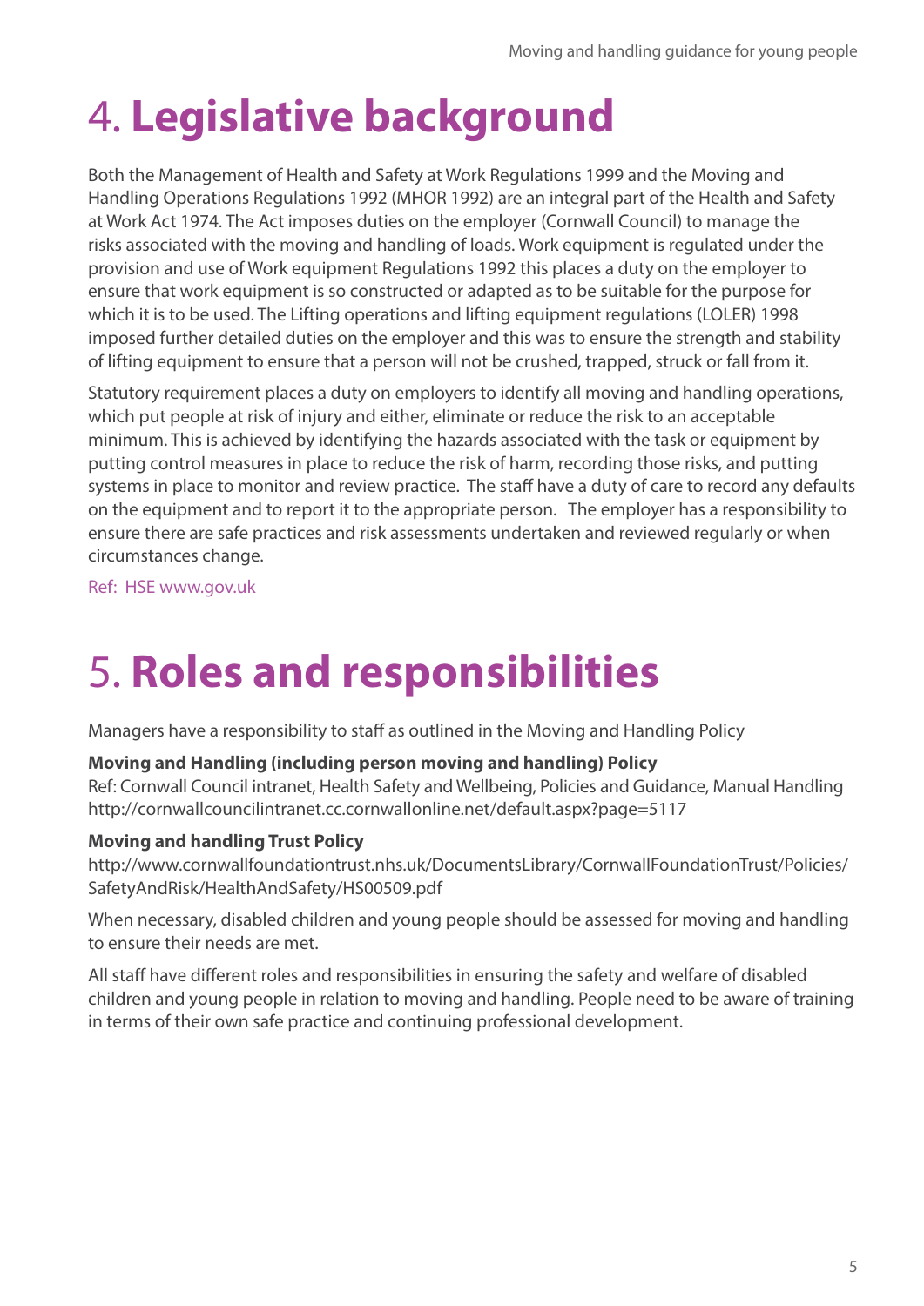# 4. **Legislative background**

Both the Management of Health and Safety at Work Regulations 1999 and the Moving and Handling Operations Regulations 1992 (MHOR 1992) are an integral part of the Health and Safety at Work Act 1974. The Act imposes duties on the employer (Cornwall Council) to manage the risks associated with the moving and handling of loads. Work equipment is regulated under the provision and use of Work equipment Regulations 1992 this places a duty on the employer to ensure that work equipment is so constructed or adapted as to be suitable for the purpose for which it is to be used. The Lifting operations and lifting equipment regulations (LOLER) 1998 imposed further detailed duties on the employer and this was to ensure the strength and stability of lifting equipment to ensure that a person will not be crushed, trapped, struck or fall from it.

Statutory requirement places a duty on employers to identify all moving and handling operations, which put people at risk of injury and either, eliminate or reduce the risk to an acceptable minimum. This is achieved by identifying the hazards associated with the task or equipment by putting control measures in place to reduce the risk of harm, recording those risks, and putting systems in place to monitor and review practice. The staff have a duty of care to record any defaults on the equipment and to report it to the appropriate person. The employer has a responsibility to ensure there are safe practices and risk assessments undertaken and reviewed regularly or when circumstances change.

Ref: HSE www.gov.uk

# 5. **Roles and responsibilities**

Managers have a responsibility to staff as outlined in the Moving and Handling Policy

**Moving and Handling (including person moving and handling) Policy**
Ref: Cornwall Council intranet, Health Safety and Wellbeing, Policies and Guidance, Manual Handling http://cornwallcouncilintranet.cc.cornwallonline.net/default.aspx?page=5117

**Moving and handling Trust Policy**
http://www.cornwallfoundationtrust.nhs.uk/DocumentsLibrary/CornwallFoundationTrust/Policies/SafetyAndRisk/HealthAndSafety/HS00509.pdf

When necessary, disabled children and young people should be assessed for moving and handling to ensure their needs are met.

All staff have different roles and responsibilities in ensuring the safety and welfare of disabled children and young people in relation to moving and handling. People need to be aware of training in terms of their own safe practice and continuing professional development.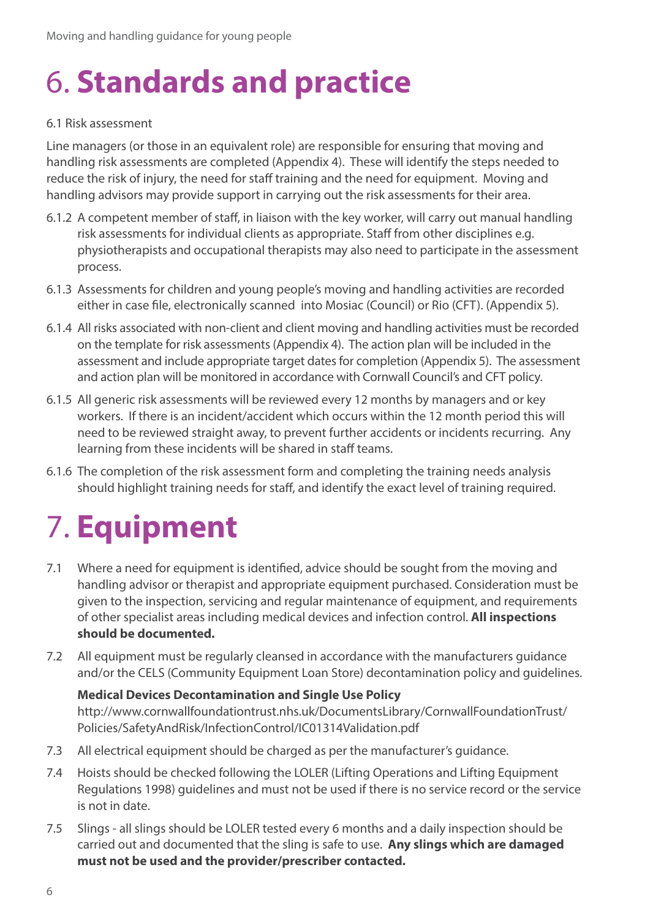# 6. **Standards and practice**

6.1 Risk assessment

Line managers (or those in an equivalent role) are responsible for ensuring that moving and handling risk assessments are completed (Appendix 4). These will identify the steps needed to reduce the risk of injury, the need for staff training and the need for equipment. Moving and handling advisors may provide support in carrying out the risk assessments for their area.

6.1.2 A competent member of staff, in liaison with the key worker, will carry out manual handling risk assessments for individual clients as appropriate. Staff from other disciplines e.g. physiotherapists and occupational therapists may also need to participate in the assessment process.

6.1.3 Assessments for children and young people's moving and handling activities are recorded either in case file, electronically scanned into Mosiac (Council) or Rio (CFT). (Appendix 5).

6.1.4 All risks associated with non-client and client moving and handling activities must be recorded on the template for risk assessments (Appendix 4). The action plan will be included in the assessment and include appropriate target dates for completion (Appendix 5). The assessment and action plan will be monitored in accordance with Cornwall Council's and CFT policy.

6.1.5 All generic risk assessments will be reviewed every 12 months by managers and or key workers. If there is an incident/accident which occurs within the 12 month period this will need to be reviewed straight away, to prevent further accidents or incidents recurring. Any learning from these incidents will be shared in staff teams.

6.1.6 The completion of the risk assessment form and completing the training needs analysis should highlight training needs for staff, and identify the exact level of training required.

# 7. **Equipment**

7.1 Where a need for equipment is identified, advice should be sought from the moving and handling advisor or therapist and appropriate equipment purchased. Consideration must be given to the inspection, servicing and regular maintenance of equipment, and requirements of other specialist areas including medical devices and infection control. **All inspections should be documented.**

7.2 All equipment must be regularly cleansed in accordance with the manufacturers guidance and/or the CELS (Community Equipment Loan Store) decontamination policy and guidelines.

**Medical Devices Decontamination and Single Use Policy**
http://www.cornwallfoundationtrust.nhs.uk/DocumentsLibrary/CornwallFoundationTrust/Policies/SafetyAndRisk/InfectionControl/IC01314Validation.pdf

7.3 All electrical equipment should be charged as per the manufacturer's guidance.

7.4 Hoists should be checked following the LOLER (Lifting Operations and Lifting Equipment Regulations 1998) guidelines and must not be used if there is no service record or the service is not in date.

7.5 Slings - all slings should be LOLER tested every 6 months and a daily inspection should be carried out and documented that the sling is safe to use. **Any slings which are damaged must not be used and the provider/prescriber contacted.**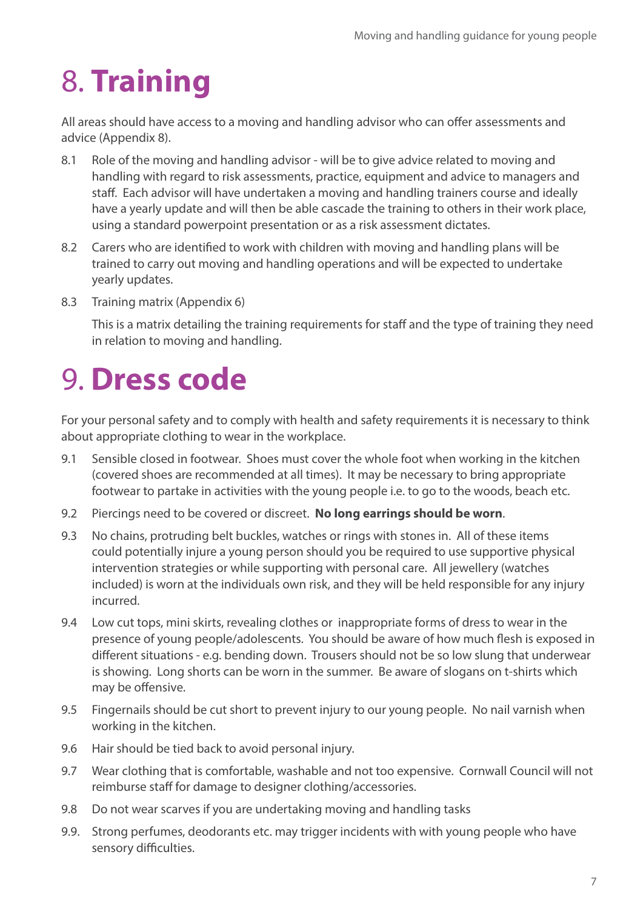# 8. **Training**

All areas should have access to a moving and handling advisor who can offer assessments and advice (Appendix 8).

8.1 Role of the moving and handling advisor - will be to give advice related to moving and handling with regard to risk assessments, practice, equipment and advice to managers and staff. Each advisor will have undertaken a moving and handling trainers course and ideally have a yearly update and will then be able cascade the training to others in their work place, using a standard powerpoint presentation or as a risk assessment dictates.

8.2 Carers who are identified to work with children with moving and handling plans will be trained to carry out moving and handling operations and will be expected to undertake yearly updates.

8.3 Training matrix (Appendix 6)

This is a matrix detailing the training requirements for staff and the type of training they need in relation to moving and handling.

# 9. **Dress code**

For your personal safety and to comply with health and safety requirements it is necessary to think about appropriate clothing to wear in the workplace.

9.1 Sensible closed in footwear. Shoes must cover the whole foot when working in the kitchen (covered shoes are recommended at all times). It may be necessary to bring appropriate footwear to partake in activities with the young people i.e. to go to the woods, beach etc.

9.2 Piercings need to be covered or discreet. **No long earrings should be worn**.

9.3 No chains, protruding belt buckles, watches or rings with stones in. All of these items could potentially injure a young person should you be required to use supportive physical intervention strategies or while supporting with personal care. All jewellery (watches included) is worn at the individuals own risk, and they will be held responsible for any injury incurred.

9.4 Low cut tops, mini skirts, revealing clothes or inappropriate forms of dress to wear in the presence of young people/adolescents. You should be aware of how much flesh is exposed in different situations - e.g. bending down. Trousers should not be so low slung that underwear is showing. Long shorts can be worn in the summer. Be aware of slogans on t-shirts which may be offensive.

9.5 Fingernails should be cut short to prevent injury to our young people. No nail varnish when working in the kitchen.

9.6 Hair should be tied back to avoid personal injury.

9.7 Wear clothing that is comfortable, washable and not too expensive. Cornwall Council will not reimburse staff for damage to designer clothing/accessories.

9.8 Do not wear scarves if you are undertaking moving and handling tasks

9.9. Strong perfumes, deodorants etc. may trigger incidents with with young people who have sensory difficulties.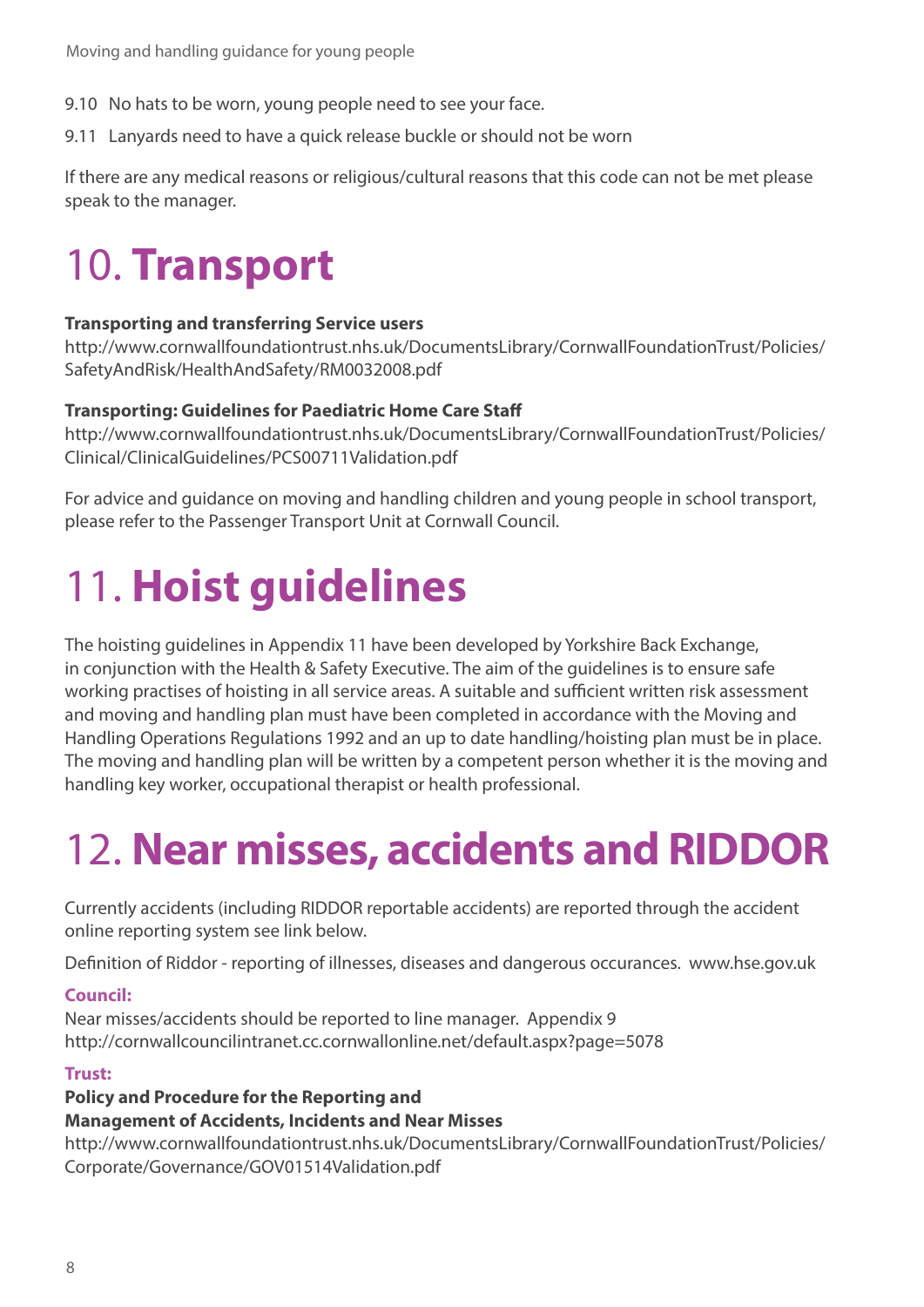9.10 No hats to be worn, young people need to see your face.

9.11 Lanyards need to have a quick release buckle or should not be worn

If there are any medical reasons or religious/cultural reasons that this code can not be met please speak to the manager.

# 10. **Transport**

**Transporting and transferring Service users**
http://www.cornwallfoundationtrust.nhs.uk/DocumentsLibrary/CornwallFoundationTrust/Policies/SafetyAndRisk/HealthAndSafety/RM0032008.pdf

**Transporting: Guidelines for Paediatric Home Care Staff**
http://www.cornwallfoundationtrust.nhs.uk/DocumentsLibrary/CornwallFoundationTrust/Policies/Clinical/ClinicalGuidelines/PCS00711Validation.pdf

For advice and guidance on moving and handling children and young people in school transport, please refer to the Passenger Transport Unit at Cornwall Council.

# 11. **Hoist guidelines**

The hoisting guidelines in Appendix 11 have been developed by Yorkshire Back Exchange, in conjunction with the Health & Safety Executive. The aim of the guidelines is to ensure safe working practises of hoisting in all service areas. A suitable and sufficient written risk assessment and moving and handling plan must have been completed in accordance with the Moving and Handling Operations Regulations 1992 and an up to date handling/hoisting plan must be in place. The moving and handling plan will be written by a competent person whether it is the moving and handling key worker, occupational therapist or health professional.

# 12. **Near misses, accidents and RIDDOR**

Currently accidents (including RIDDOR reportable accidents) are reported through the accident online reporting system see link below.

Definition of Riddor - reporting of illnesses, diseases and dangerous occurances. www.hse.gov.uk

**Council:**
Near misses/accidents should be reported to line manager. Appendix 9
http://cornwallcouncilintranet.cc.cornwallonline.net/default.aspx?page=5078

**Trust:**
**Policy and Procedure for the Reporting and Management of Accidents, Incidents and Near Misses**
http://www.cornwallfoundationtrust.nhs.uk/DocumentsLibrary/CornwallFoundationTrust/Policies/Corporate/Governance/GOV01514Validation.pdf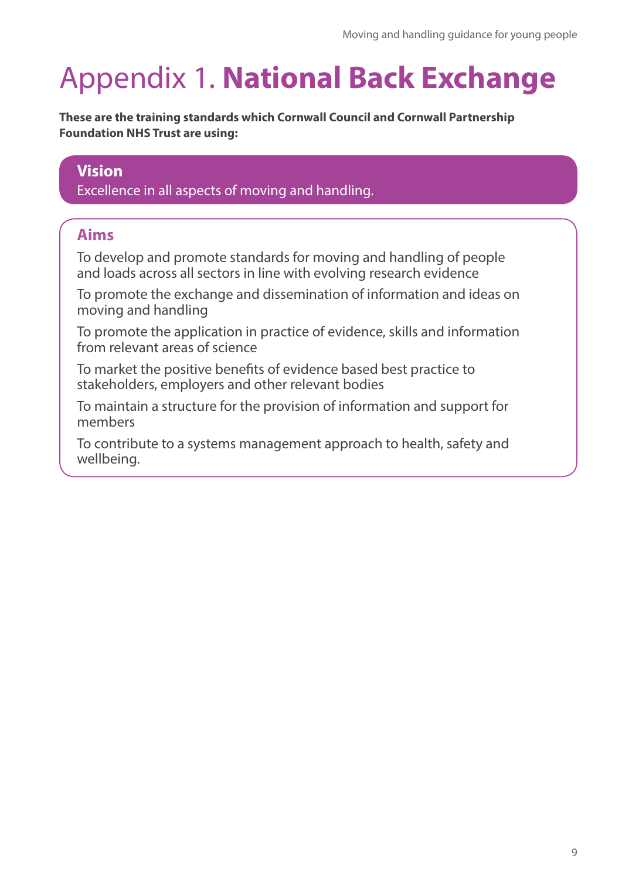# Appendix 1. **National Back Exchange**

**These are the training standards which Cornwall Council and Cornwall Partnership Foundation NHS Trust are using:**

## Vision

Excellence in all aspects of moving and handling.

## Aims

To develop and promote standards for moving and handling of people and loads across all sectors in line with evolving research evidence

To promote the exchange and dissemination of information and ideas on moving and handling

To promote the application in practice of evidence, skills and information from relevant areas of science

To market the positive benefits of evidence based best practice to stakeholders, employers and other relevant bodies

To maintain a structure for the provision of information and support for members

To contribute to a systems management approach to health, safety and wellbeing.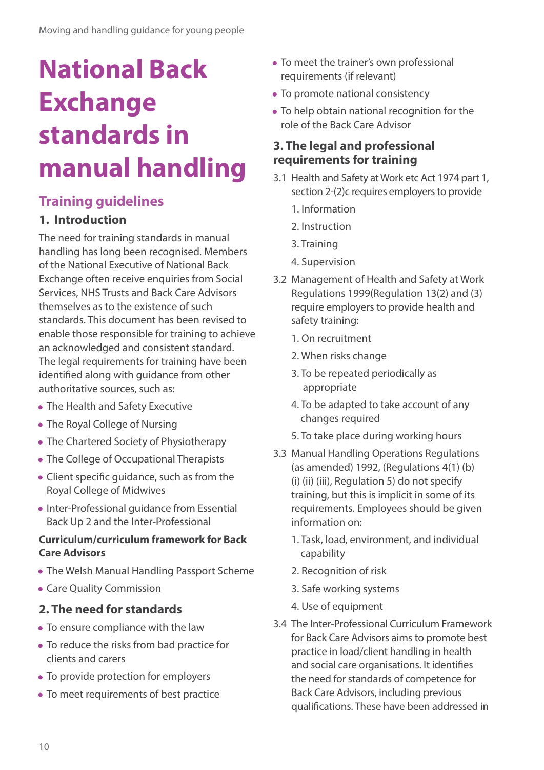# National Back Exchange standards in manual handling

## Training guidelines

### 1. Introduction

The need for training standards in manual handling has long been recognised. Members of the National Executive of National Back Exchange often receive enquiries from Social Services, NHS Trusts and Back Care Advisors themselves as to the existence of such standards. This document has been revised to enable those responsible for training to achieve an acknowledged and consistent standard. The legal requirements for training have been identified along with guidance from other authoritative sources, such as:

- The Health and Safety Executive
- The Royal College of Nursing
- The Chartered Society of Physiotherapy
- The College of Occupational Therapists
- Client specific guidance, such as from the Royal College of Midwives
- Inter-Professional guidance from Essential Back Up 2 and the Inter-Professional

**Curriculum/curriculum framework for Back Care Advisors**

- The Welsh Manual Handling Passport Scheme
- Care Quality Commission

### 2. The need for standards

- To ensure compliance with the law
- To reduce the risks from bad practice for clients and carers
- To provide protection for employers
- To meet requirements of best practice
- To meet the trainer's own professional requirements (if relevant)
- To promote national consistency
- To help obtain national recognition for the role of the Back Care Advisor

### 3. The legal and professional requirements for training

3.1 Health and Safety at Work etc Act 1974 part 1, section 2-(2)c requires employers to provide

1. Information
2. Instruction
3. Training
4. Supervision

3.2 Management of Health and Safety at Work Regulations 1999(Regulation 13(2) and (3) require employers to provide health and safety training:

1. On recruitment
2. When risks change
3. To be repeated periodically as appropriate
4. To be adapted to take account of any changes required
5. To take place during working hours

3.3 Manual Handling Operations Regulations (as amended) 1992, (Regulations 4(1) (b) (i) (ii) (iii), Regulation 5) do not specify training, but this is implicit in some of its requirements. Employees should be given information on:

1. Task, load, environment, and individual capability
2. Recognition of risk
3. Safe working systems
4. Use of equipment

3.4 The Inter-Professional Curriculum Framework for Back Care Advisors aims to promote best practice in load/client handling in health and social care organisations. It identifies the need for standards of competence for Back Care Advisors, including previous qualifications. These have been addressed in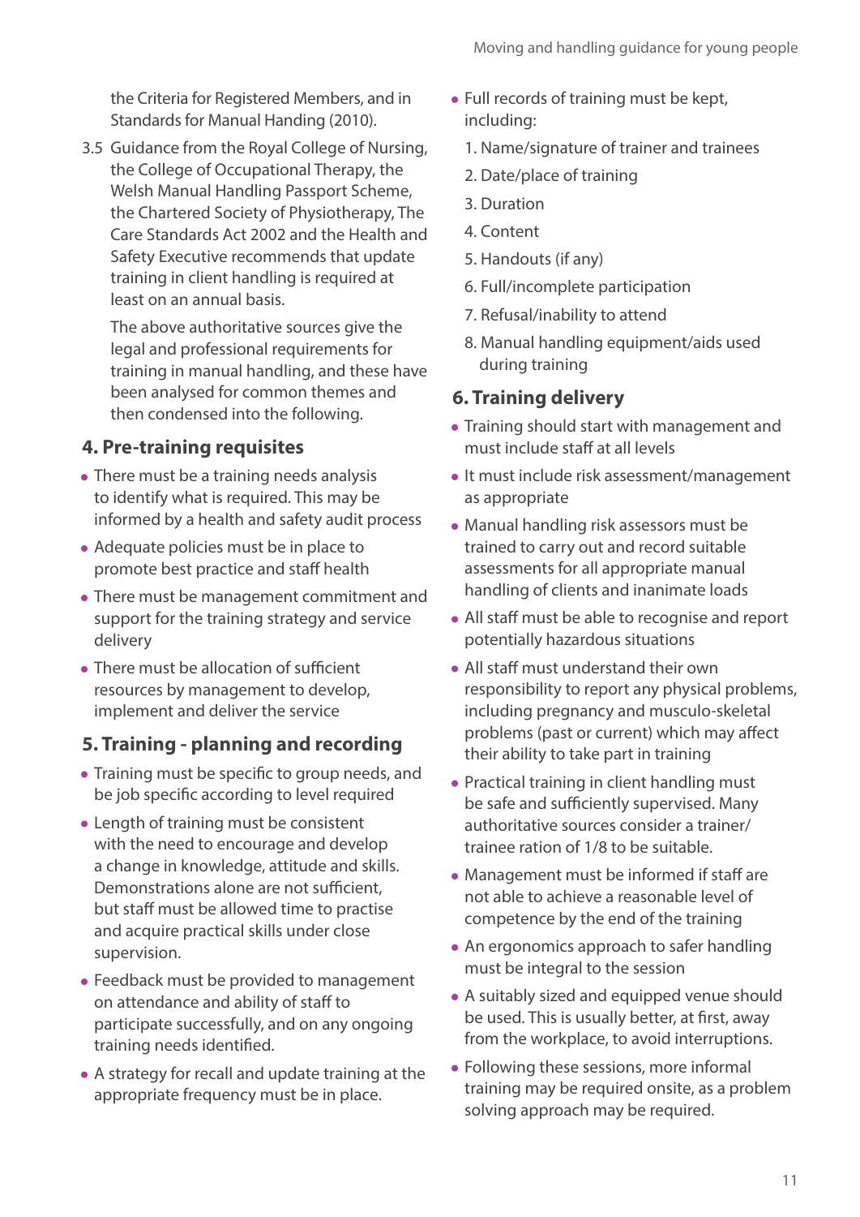the Criteria for Registered Members, and in Standards for Manual Handing (2010).

3.5 Guidance from the Royal College of Nursing, the College of Occupational Therapy, the Welsh Manual Handling Passport Scheme, the Chartered Society of Physiotherapy, The Care Standards Act 2002 and the Health and Safety Executive recommends that update training in client handling is required at least on an annual basis.

The above authoritative sources give the legal and professional requirements for training in manual handling, and these have been analysed for common themes and then condensed into the following.

## 4. Pre-training requisites

- There must be a training needs analysis to identify what is required. This may be informed by a health and safety audit process
- Adequate policies must be in place to promote best practice and staff health
- There must be management commitment and support for the training strategy and service delivery
- There must be allocation of sufficient resources by management to develop, implement and deliver the service

## 5. Training - planning and recording

- Training must be specific to group needs, and be job specific according to level required
- Length of training must be consistent with the need to encourage and develop a change in knowledge, attitude and skills. Demonstrations alone are not sufficient, but staff must be allowed time to practise and acquire practical skills under close supervision.
- Feedback must be provided to management on attendance and ability of staff to participate successfully, and on any ongoing training needs identified.
- A strategy for recall and update training at the appropriate frequency must be in place.
- Full records of training must be kept, including:
  1. Name/signature of trainer and trainees
  2. Date/place of training
  3. Duration
  4. Content
  5. Handouts (if any)
  6. Full/incomplete participation
  7. Refusal/inability to attend
  8. Manual handling equipment/aids used during training

## 6. Training delivery

- Training should start with management and must include staff at all levels
- It must include risk assessment/management as appropriate
- Manual handling risk assessors must be trained to carry out and record suitable assessments for all appropriate manual handling of clients and inanimate loads
- All staff must be able to recognise and report potentially hazardous situations
- All staff must understand their own responsibility to report any physical problems, including pregnancy and musculo-skeletal problems (past or current) which may affect their ability to take part in training
- Practical training in client handling must be safe and sufficiently supervised. Many authoritative sources consider a trainer/trainee ration of 1/8 to be suitable.
- Management must be informed if staff are not able to achieve a reasonable level of competence by the end of the training
- An ergonomics approach to safer handling must be integral to the session
- A suitably sized and equipped venue should be used. This is usually better, at first, away from the workplace, to avoid interruptions.
- Following these sessions, more informal training may be required onsite, as a problem solving approach may be required.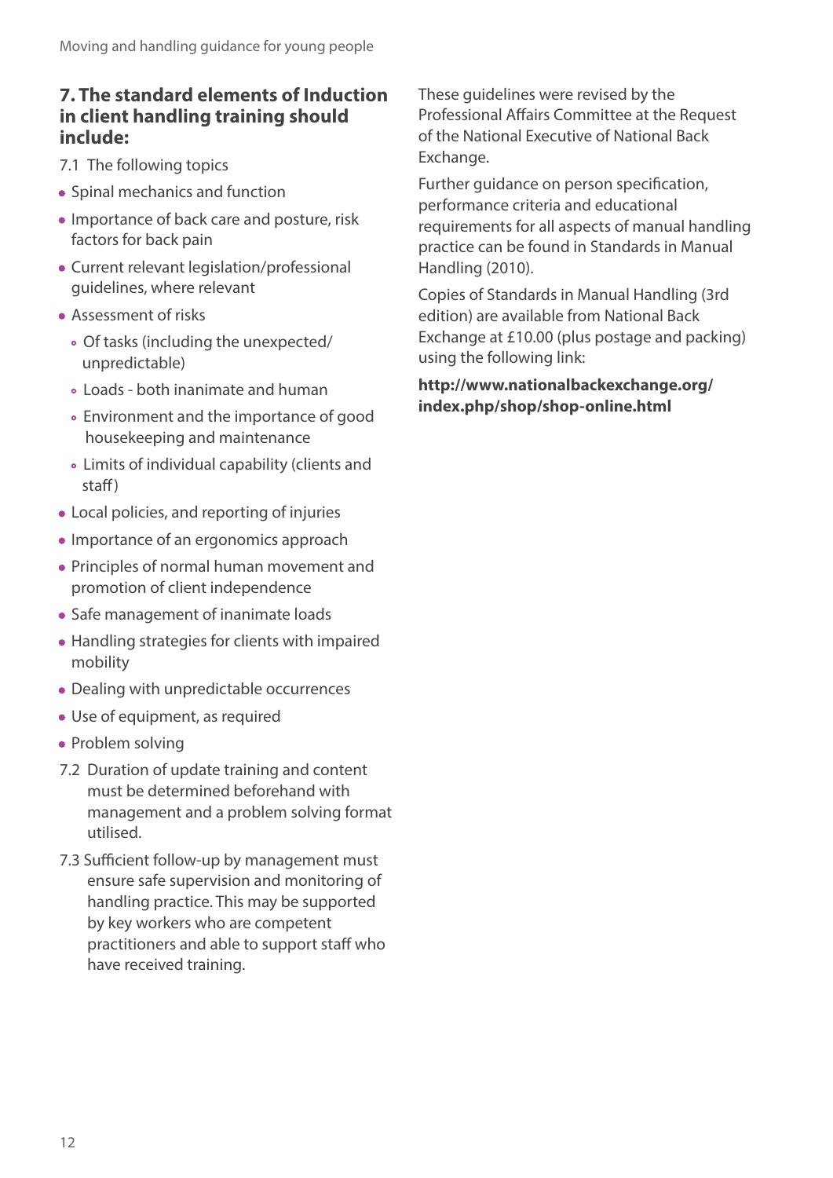## 7. The standard elements of Induction in client handling training should include:

7.1 The following topics

- Spinal mechanics and function
- Importance of back care and posture, risk factors for back pain
- Current relevant legislation/professional guidelines, where relevant
- Assessment of risks
  - Of tasks (including the unexpected/unpredictable)
  - Loads - both inanimate and human
  - Environment and the importance of good housekeeping and maintenance
  - Limits of individual capability (clients and staff)
- Local policies, and reporting of injuries
- Importance of an ergonomics approach
- Principles of normal human movement and promotion of client independence
- Safe management of inanimate loads
- Handling strategies for clients with impaired mobility
- Dealing with unpredictable occurrences
- Use of equipment, as required
- Problem solving

7.2 Duration of update training and content must be determined beforehand with management and a problem solving format utilised.

7.3 Sufficient follow-up by management must ensure safe supervision and monitoring of handling practice. This may be supported by key workers who are competent practitioners and able to support staff who have received training.

These guidelines were revised by the Professional Affairs Committee at the Request of the National Executive of National Back Exchange.

Further guidance on person specification, performance criteria and educational requirements for all aspects of manual handling practice can be found in Standards in Manual Handling (2010).

Copies of Standards in Manual Handling (3rd edition) are available from National Back Exchange at £10.00 (plus postage and packing) using the following link:

**http://www.nationalbackexchange.org/index.php/shop/shop-online.html**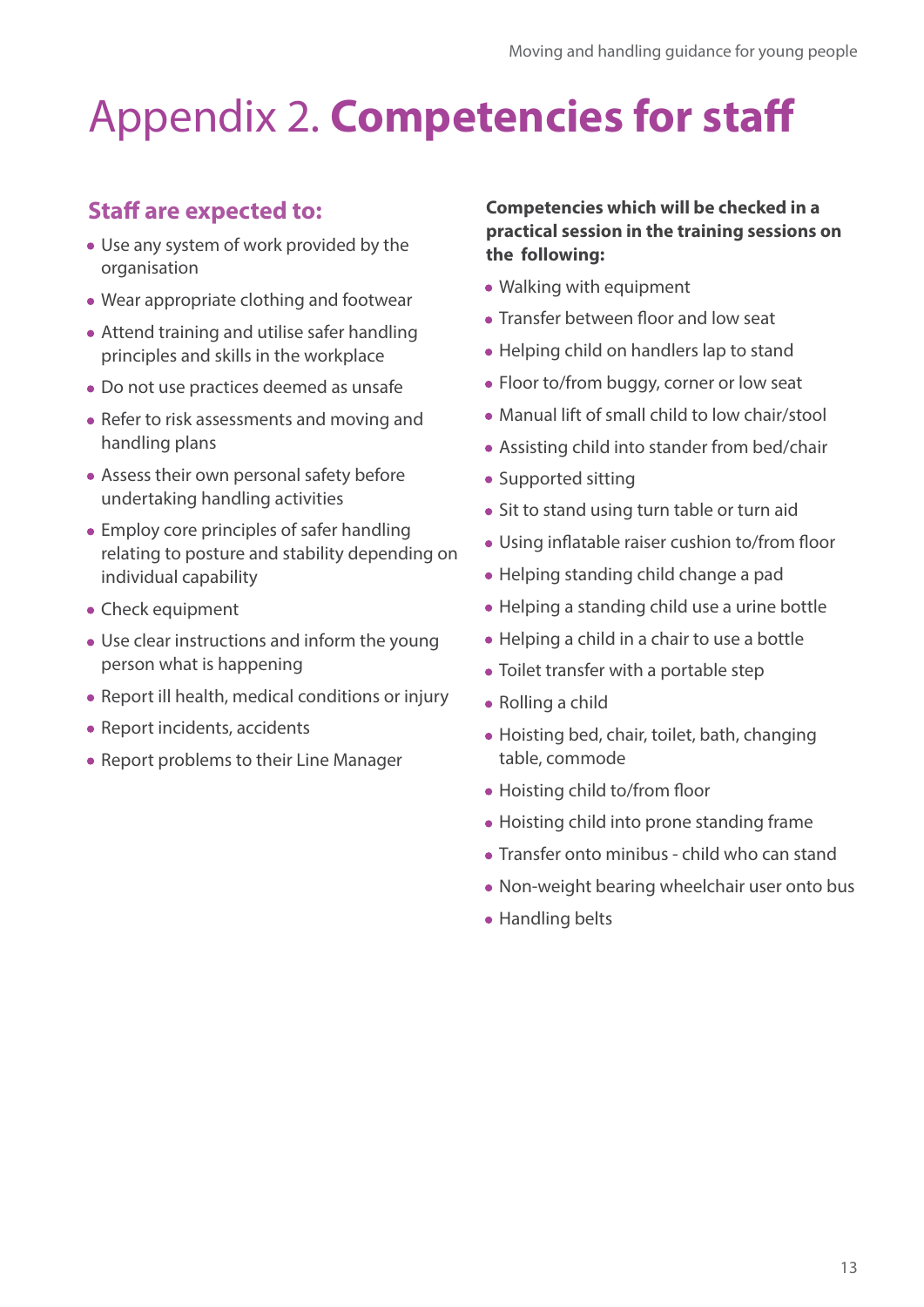# Appendix 2. **Competencies for staff**

## Staff are expected to:

- Use any system of work provided by the organisation
- Wear appropriate clothing and footwear
- Attend training and utilise safer handling principles and skills in the workplace
- Do not use practices deemed as unsafe
- Refer to risk assessments and moving and handling plans
- Assess their own personal safety before undertaking handling activities
- Employ core principles of safer handling relating to posture and stability depending on individual capability
- Check equipment
- Use clear instructions and inform the young person what is happening
- Report ill health, medical conditions or injury
- Report incidents, accidents
- Report problems to their Line Manager

**Competencies which will be checked in a practical session in the training sessions on the following:**

- Walking with equipment
- Transfer between floor and low seat
- Helping child on handlers lap to stand
- Floor to/from buggy, corner or low seat
- Manual lift of small child to low chair/stool
- Assisting child into stander from bed/chair
- Supported sitting
- Sit to stand using turn table or turn aid
- Using inflatable raiser cushion to/from floor
- Helping standing child change a pad
- Helping a standing child use a urine bottle
- Helping a child in a chair to use a bottle
- Toilet transfer with a portable step
- Rolling a child
- Hoisting bed, chair, toilet, bath, changing table, commode
- Hoisting child to/from floor
- Hoisting child into prone standing frame
- Transfer onto minibus - child who can stand
- Non-weight bearing wheelchair user onto bus
- Handling belts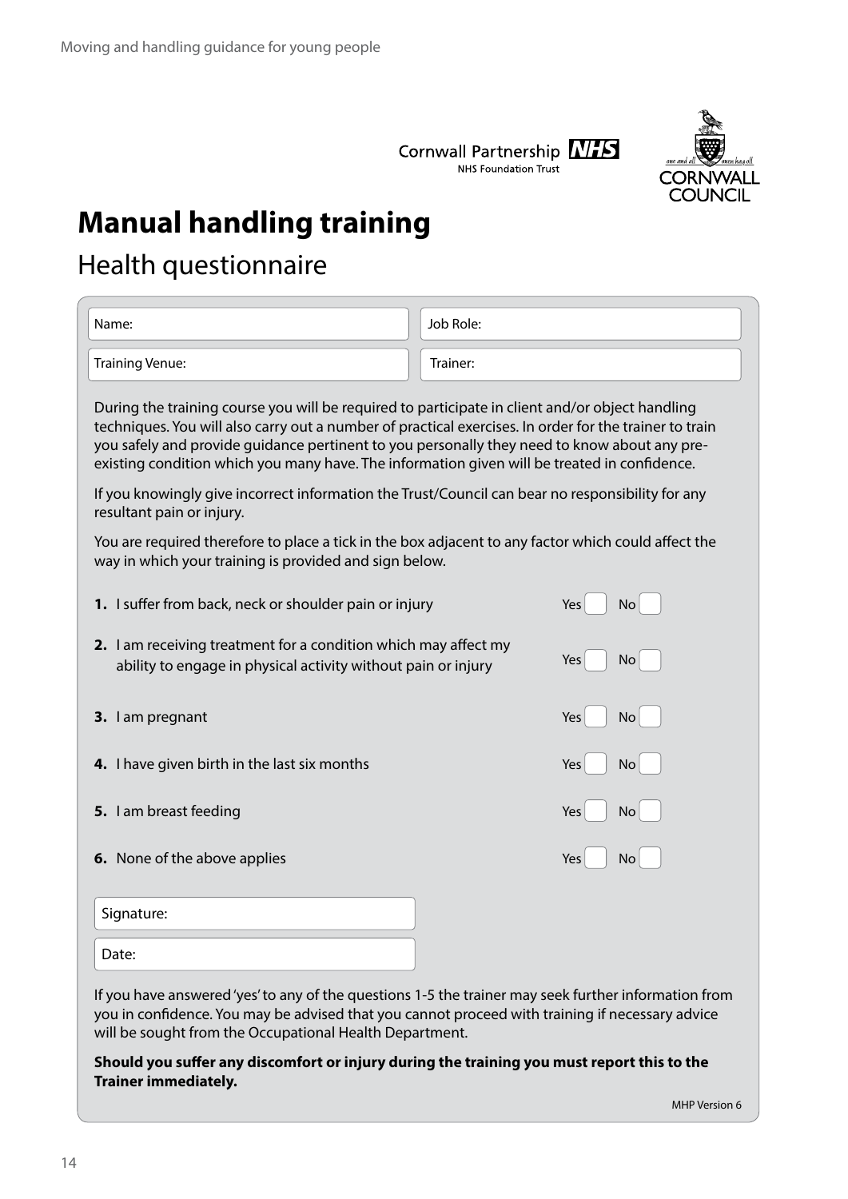Cornwall Partnership NHS
NHS Foundation Trust

CORNWALL COUNCIL

# Manual handling training

## Health questionnaire

| Name: | Job Role: |
|---|---|
| Training Venue: | Trainer: |

During the training course you will be required to participate in client and/or object handling techniques. You will also carry out a number of practical exercises. In order for the trainer to train you safely and provide guidance pertinent to you personally they need to know about any pre-existing condition which you many have. The information given will be treated in confidence.

If you knowingly give incorrect information the Trust/Council can bear no responsibility for any resultant pain or injury.

You are required therefore to place a tick in the box adjacent to any factor which could affect the way in which your training is provided and sign below.

| | | Yes | No |
|---|---|---|---|
| **1.** | I suffer from back, neck or shoulder pain or injury | ☐ | ☐ |
| **2.** | I am receiving treatment for a condition which may affect my ability to engage in physical activity without pain or injury | ☐ | ☐ |
| **3.** | I am pregnant | ☐ | ☐ |
| **4.** | I have given birth in the last six months | ☐ | ☐ |
| **5.** | I am breast feeding | ☐ | ☐ |
| **6.** | None of the above applies | ☐ | ☐ |

Signature:

Date:

If you have answered 'yes' to any of the questions 1-5 the trainer may seek further information from you in confidence. You may be advised that you cannot proceed with training if necessary advice will be sought from the Occupational Health Department.

**Should you suffer any discomfort or injury during the training you must report this to the Trainer immediately.**

MHP Version 6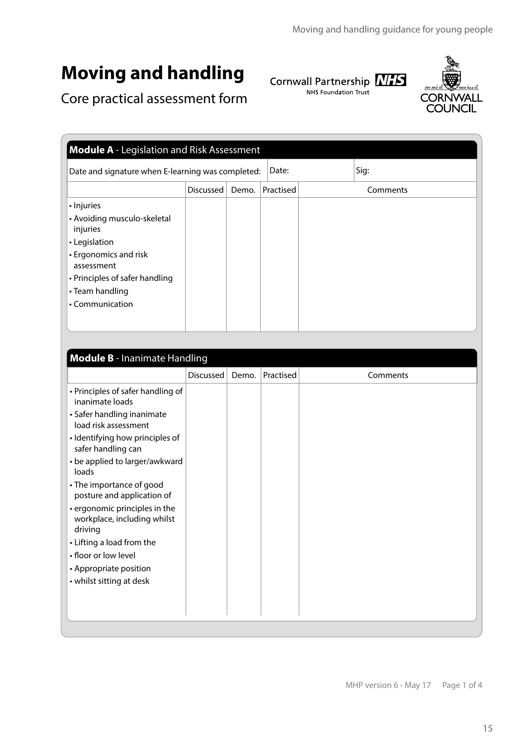# Moving and handling

Core practical assessment form

Cornwall Partnership NHS
NHS Foundation Trust

CORNWALL COUNCIL

| **Module A** - Legislation and Risk Assessment | | | | |
|---|---|---|---|---|
| Date and signature when E-learning was completed: | Date: | | Sig: | |
| | Discussed | Demo. | Practised | Comments |
| • Injuries<br>• Avoiding musculo-skeletal injuries<br>• Legislation<br>• Ergonomics and risk assessment<br>• Principles of safer handling<br>• Team handling<br>• Communication | | | | |

| **Module B** - Inanimate Handling | | | | |
|---|---|---|---|---|
| | Discussed | Demo. | Practised | Comments |
| • Principles of safer handling of inanimate loads<br>• Safer handling inanimate load risk assessment<br>• Identifying how principles of safer handling can<br>• be applied to larger/awkward loads<br>• The importance of good posture and application of<br>• ergonomic principles in the workplace, including whilst driving<br>• Lifting a load from the<br>• floor or low level<br>• Appropriate position<br>• whilst sitting at desk | | | | |

MHP version 6 - May 17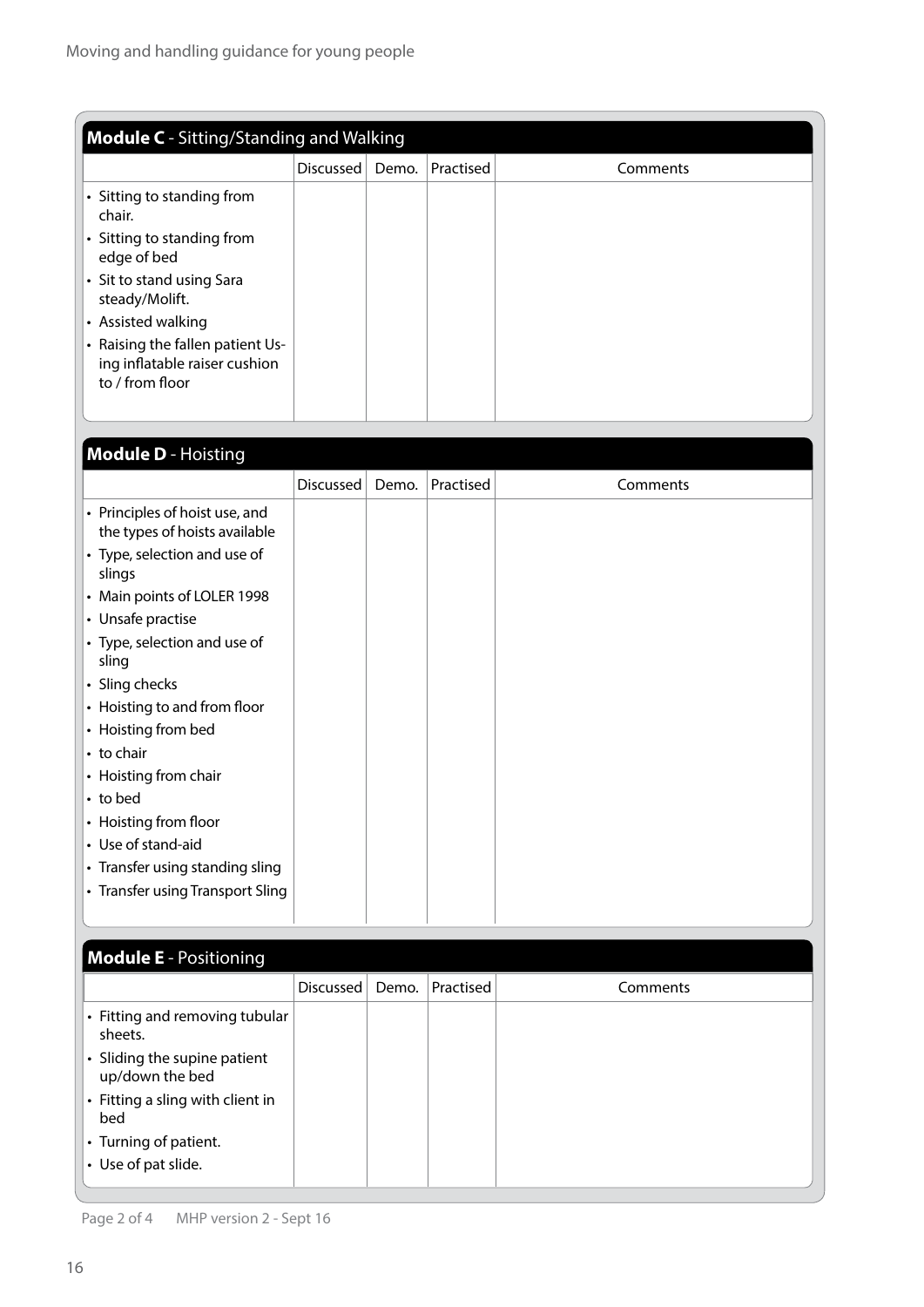**Module C** - Sitting/Standing and Walking

| | Discussed | Demo. | Practised | Comments |
|---|---|---|---|---|
| • Sitting to standing from chair.<br>• Sitting to standing from edge of bed<br>• Sit to stand using Sara steady/Molift.<br>• Assisted walking<br>• Raising the fallen patient Using inflatable raiser cushion to / from floor | | | | |

**Module D** - Hoisting

| | Discussed | Demo. | Practised | Comments |
|---|---|---|---|---|
| • Principles of hoist use, and the types of hoists available<br>• Type, selection and use of slings<br>• Main points of LOLER 1998<br>• Unsafe practise<br>• Type, selection and use of sling<br>• Sling checks<br>• Hoisting to and from floor<br>• Hoisting from bed<br>• to chair<br>• Hoisting from chair<br>• to bed<br>• Hoisting from floor<br>• Use of stand-aid<br>• Transfer using standing sling<br>• Transfer using Transport Sling | | | | |

**Module E** - Positioning

| | Discussed | Demo. | Practised | Comments |
|---|---|---|---|---|
| • Fitting and removing tubular sheets.<br>• Sliding the supine patient up/down the bed<br>• Fitting a sling with client in bed<br>• Turning of patient.<br>• Use of pat slide. | | | | |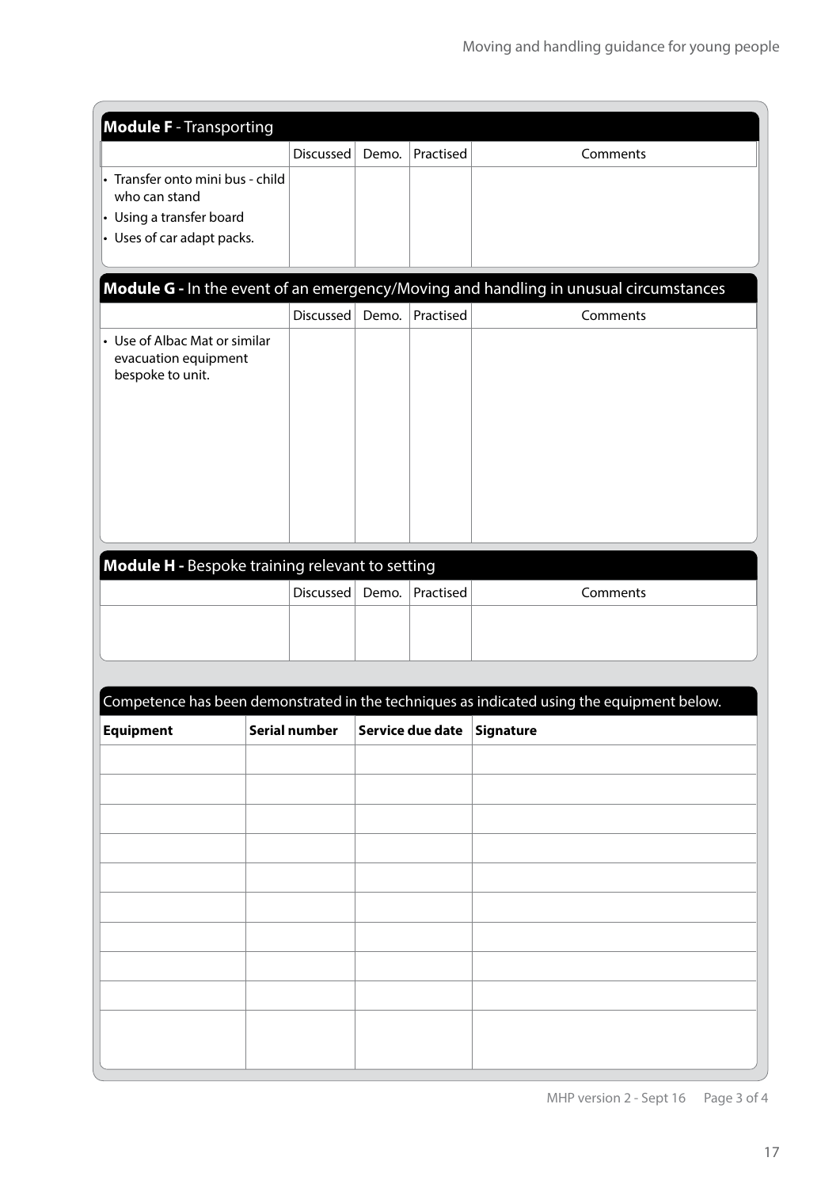**Module F** - Transporting

| | Discussed | Demo. | Practised | Comments |
|---|---|---|---|---|
| • Transfer onto mini bus - child who can stand<br>• Using a transfer board<br>• Uses of car adapt packs. | | | | |

**Module G -** In the event of an emergency/Moving and handling in unusual circumstances

| | Discussed | Demo. | Practised | Comments |
|---|---|---|---|---|
| • Use of Albac Mat or similar evacuation equipment bespoke to unit. | | | | |

**Module H -** Bespoke training relevant to setting

| | Discussed | Demo. | Practised | Comments |
|---|---|---|---|---|
| | | | | |

Competence has been demonstrated in the techniques as indicated using the equipment below.

| Equipment | Serial number | Service due date | Signature |
|---|---|---|---|
| | | | |
| | | | |
| | | | |
| | | | |
| | | | |
| | | | |
| | | | |
| | | | |
| | | | |
| | | | |

MHP version 2 - Sept 16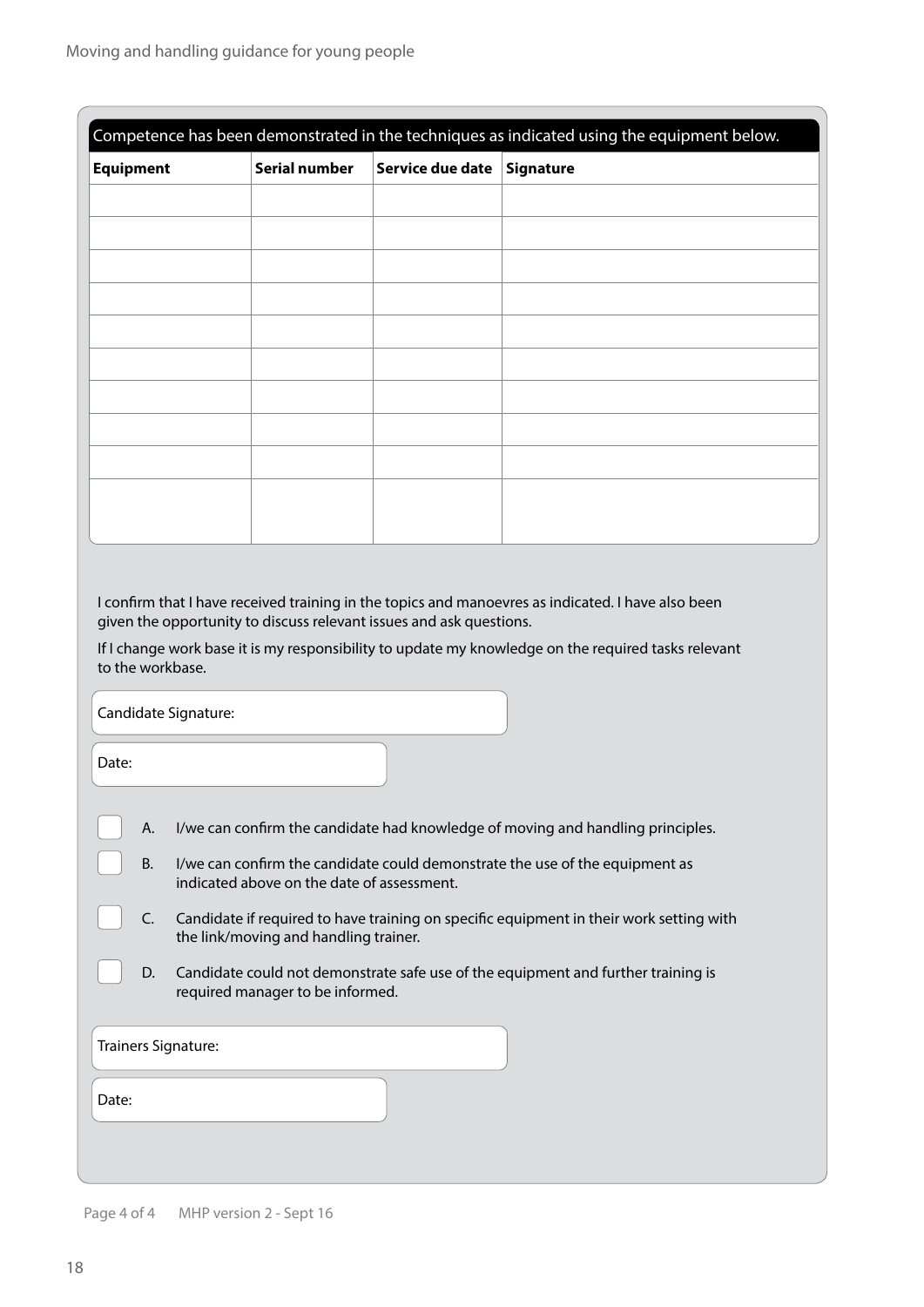Competence has been demonstrated in the techniques as indicated using the equipment below.

| Equipment | Serial number | Service due date | Signature |
|---|---|---|---|
| | | | |
| | | | |
| | | | |
| | | | |
| | | | |
| | | | |
| | | | |
| | | | |
| | | | |
| | | | |

I confirm that I have received training in the topics and manoevres as indicated. I have also been given the opportunity to discuss relevant issues and ask questions.

If I change work base it is my responsibility to update my knowledge on the required tasks relevant to the workbase.

Candidate Signature:

Date:

- [ ] A. I/we can confirm the candidate had knowledge of moving and handling principles.
- [ ] B. I/we can confirm the candidate could demonstrate the use of the equipment as indicated above on the date of assessment.
- [ ] C. Candidate if required to have training on specific equipment in their work setting with the link/moving and handling trainer.
- [ ] D. Candidate could not demonstrate safe use of the equipment and further training is required manager to be informed.

Trainers Signature:

Date:

MHP version 2 - Sept 16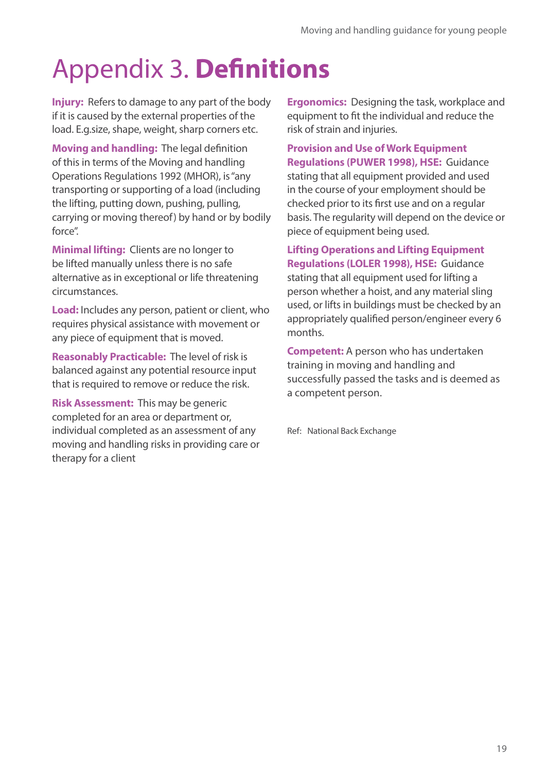# Appendix 3. **Definitions**

**Injury:** Refers to damage to any part of the body if it is caused by the external properties of the load. E.g.size, shape, weight, sharp corners etc.

**Moving and handling:** The legal definition of this in terms of the Moving and handling Operations Regulations 1992 (MHOR), is "any transporting or supporting of a load (including the lifting, putting down, pushing, pulling, carrying or moving thereof) by hand or by bodily force".

**Minimal lifting:** Clients are no longer to be lifted manually unless there is no safe alternative as in exceptional or life threatening circumstances.

**Load:** Includes any person, patient or client, who requires physical assistance with movement or any piece of equipment that is moved.

**Reasonably Practicable:** The level of risk is balanced against any potential resource input that is required to remove or reduce the risk.

**Risk Assessment:** This may be generic completed for an area or department or, individual completed as an assessment of any moving and handling risks in providing care or therapy for a client

**Ergonomics:** Designing the task, workplace and equipment to fit the individual and reduce the risk of strain and injuries.

**Provision and Use of Work Equipment Regulations (PUWER 1998), HSE:** Guidance stating that all equipment provided and used in the course of your employment should be checked prior to its first use and on a regular basis. The regularity will depend on the device or piece of equipment being used.

**Lifting Operations and Lifting Equipment Regulations (LOLER 1998), HSE:** Guidance stating that all equipment used for lifting a person whether a hoist, and any material sling used, or lifts in buildings must be checked by an appropriately qualified person/engineer every 6 months.

**Competent:** A person who has undertaken training in moving and handling and successfully passed the tasks and is deemed as a competent person.

Ref: National Back Exchange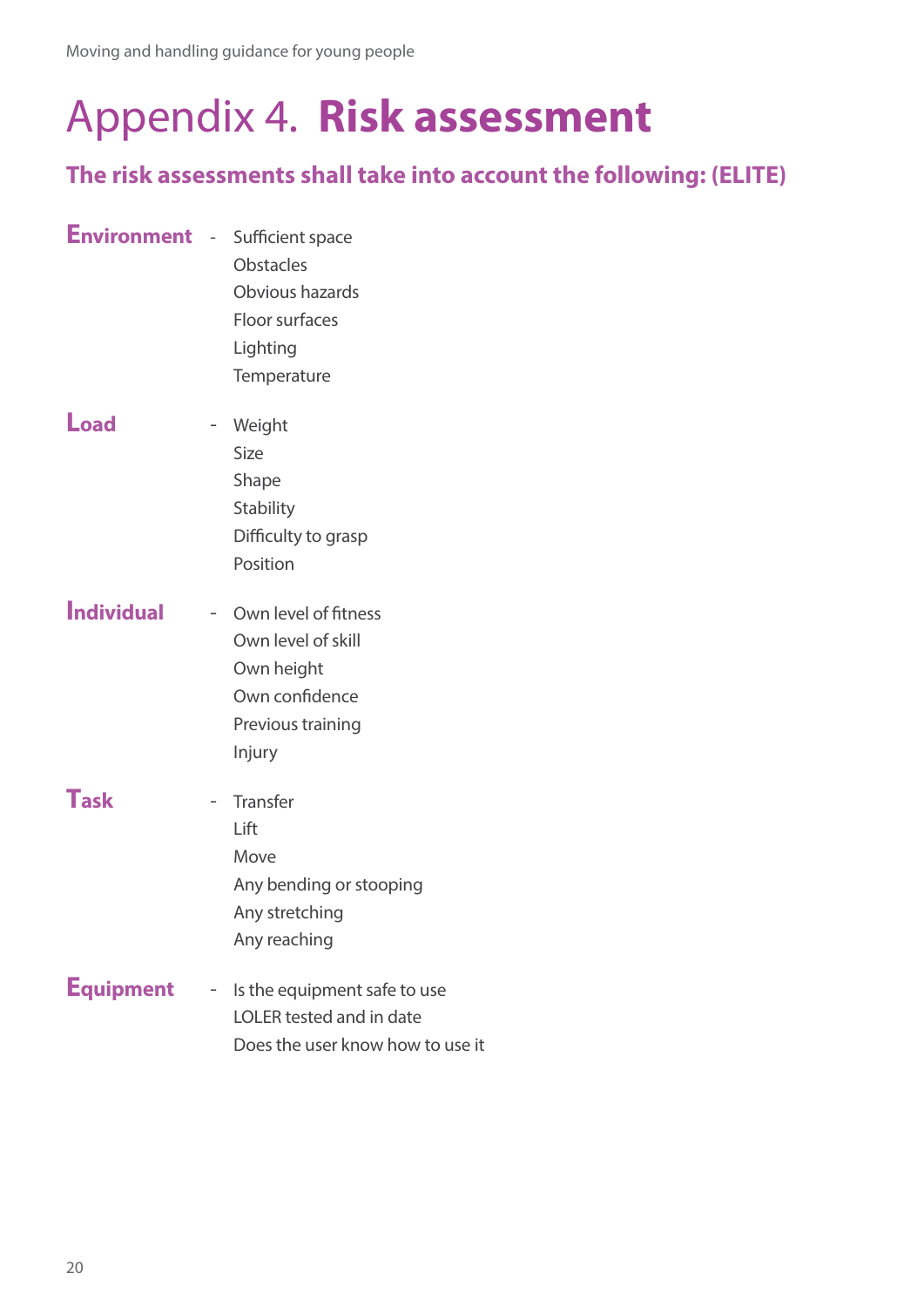# Appendix 4. **Risk assessment**

## The risk assessments shall take into account the following: (ELITE)

**Environment** -
- Sufficient space
- Obstacles
- Obvious hazards
- Floor surfaces
- Lighting
- Temperature

**Load** -
- Weight
- Size
- Shape
- Stability
- Difficulty to grasp
- Position

**Individual** -
- Own level of fitness
- Own level of skill
- Own height
- Own confidence
- Previous training
- Injury

**Task** -
- Transfer
- Lift
- Move
- Any bending or stooping
- Any stretching
- Any reaching

**Equipment** -
- Is the equipment safe to use
- LOLER tested and in date
- Does the user know how to use it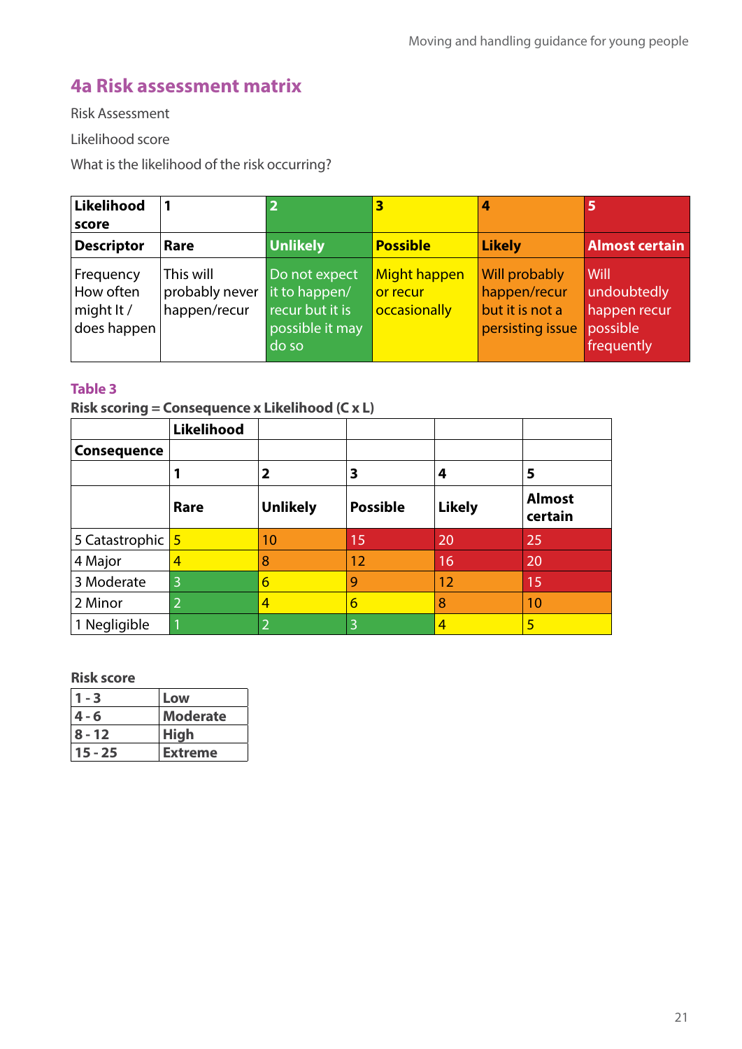## 4a Risk assessment matrix

Risk Assessment

Likelihood score

What is the likelihood of the risk occurring?

| **Likelihood score** | **1** | **2** | **3** | **4** | **5** |
|---|---|---|---|---|---|
| **Descriptor** | **Rare** | **Unlikely** | **Possible** | **Likely** | **Almost certain** |
| Frequency How often might It / does happen | This will probably never happen/recur | Do not expect it to happen/ recur but it is possible it may do so | Might happen or recur occasionally | Will probably happen/recur but it is not a persisting issue | Will undoubtedly happen recur possible frequently |

**Table 3**

**Risk scoring = Consequence x Likelihood (C x L)**

| | **Likelihood** | | | | |
|---|---|---|---|---|---|
| **Consequence** | | | | | |
| | **1** | **2** | **3** | **4** | **5** |
| | **Rare** | **Unlikely** | **Possible** | **Likely** | **Almost certain** |
| 5 Catastrophic | 5 | 10 | 15 | 20 | 25 |
| 4 Major | 4 | 8 | 12 | 16 | 20 |
| 3 Moderate | 3 | 6 | 9 | 12 | 15 |
| 2 Minor | 2 | 4 | 6 | 8 | 10 |
| 1 Negligible | 1 | 2 | 3 | 4 | 5 |

**Risk score**

| **1 - 3** | **Low** |
|---|---|
| **4 - 6** | **Moderate** |
| **8 - 12** | **High** |
| **15 - 25** | **Extreme** |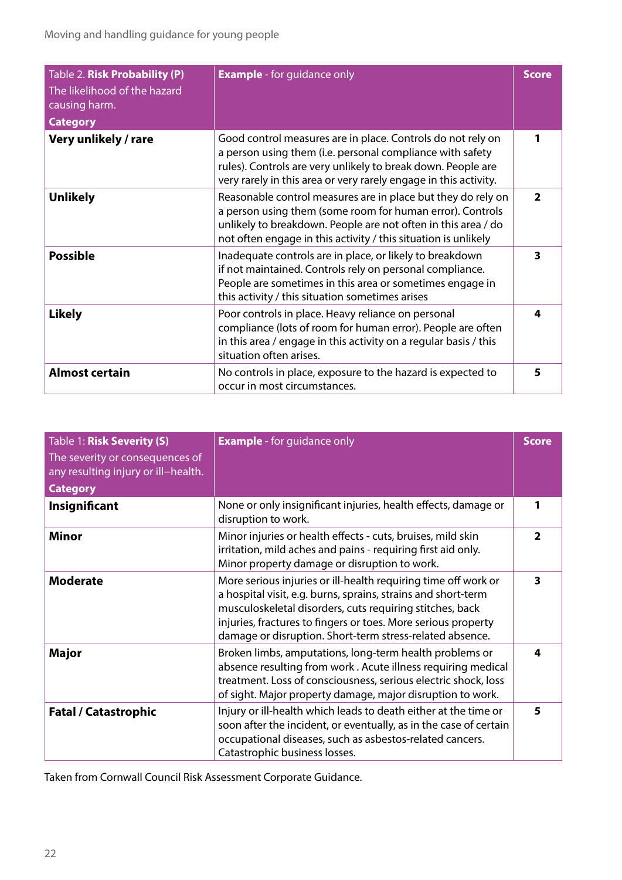| Table 2. **Risk Probability (P)** The likelihood of the hazard causing harm. **Category** | **Example** - for guidance only | **Score** |
|---|---|---|
| **Very unlikely / rare** | Good control measures are in place. Controls do not rely on a person using them (i.e. personal compliance with safety rules). Controls are very unlikely to break down. People are very rarely in this area or very rarely engage in this activity. | **1** |
| **Unlikely** | Reasonable control measures are in place but they do rely on a person using them (some room for human error). Controls unlikely to breakdown. People are not often in this area / do not often engage in this activity / this situation is unlikely | **2** |
| **Possible** | Inadequate controls are in place, or likely to breakdown if not maintained. Controls rely on personal compliance. People are sometimes in this area or sometimes engage in this activity / this situation sometimes arises | **3** |
| **Likely** | Poor controls in place. Heavy reliance on personal compliance (lots of room for human error). People are often in this area / engage in this activity on a regular basis / this situation often arises. | **4** |
| **Almost certain** | No controls in place, exposure to the hazard is expected to occur in most circumstances. | **5** |

| Table 1: **Risk Severity (S)** The severity or consequences of any resulting injury or ill–health. **Category** | **Example** - for guidance only | **Score** |
|---|---|---|
| **Insignificant** | None or only insignificant injuries, health effects, damage or disruption to work. | **1** |
| **Minor** | Minor injuries or health effects - cuts, bruises, mild skin irritation, mild aches and pains - requiring first aid only. Minor property damage or disruption to work. | **2** |
| **Moderate** | More serious injuries or ill-health requiring time off work or a hospital visit, e.g. burns, sprains, strains and short-term musculoskeletal disorders, cuts requiring stitches, back injuries, fractures to fingers or toes. More serious property damage or disruption. Short-term stress-related absence. | **3** |
| **Major** | Broken limbs, amputations, long-term health problems or absence resulting from work . Acute illness requiring medical treatment. Loss of consciousness, serious electric shock, loss of sight. Major property damage, major disruption to work. | **4** |
| **Fatal / Catastrophic** | Injury or ill-health which leads to death either at the time or soon after the incident, or eventually, as in the case of certain occupational diseases, such as asbestos-related cancers. Catastrophic business losses. | **5** |

Taken from Cornwall Council Risk Assessment Corporate Guidance.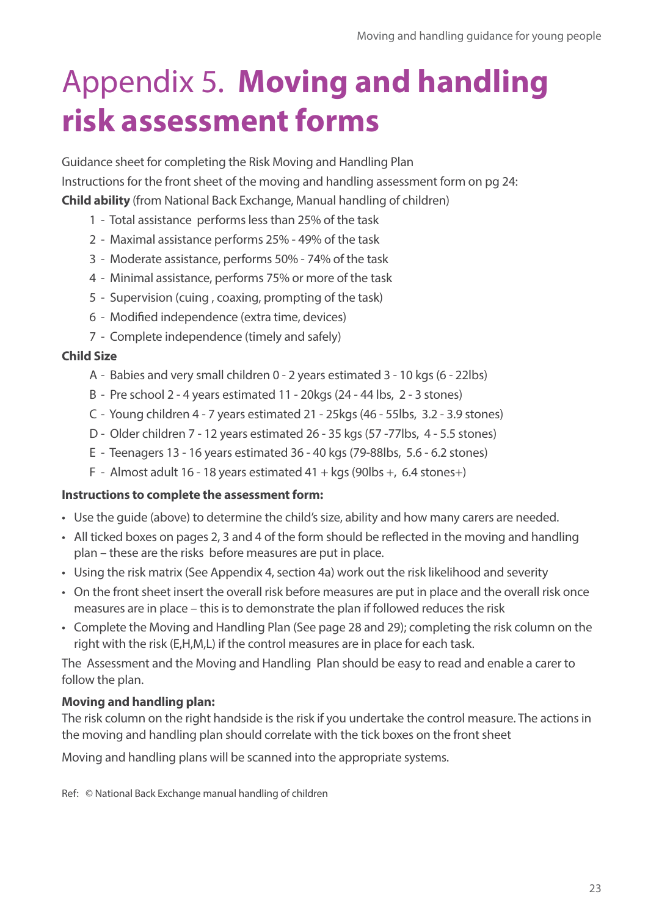# Appendix 5. **Moving and handling risk assessment forms**

Guidance sheet for completing the Risk Moving and Handling Plan

Instructions for the front sheet of the moving and handling assessment form on pg 24:

**Child ability** (from National Back Exchange, Manual handling of children)

1 - Total assistance performs less than 25% of the task
2 - Maximal assistance performs 25% - 49% of the task
3 - Moderate assistance, performs 50% - 74% of the task
4 - Minimal assistance, performs 75% or more of the task
5 - Supervision (cuing , coaxing, prompting of the task)
6 - Modified independence (extra time, devices)
7 - Complete independence (timely and safely)

**Child Size**

A - Babies and very small children 0 - 2 years estimated 3 - 10 kgs (6 - 22lbs)
B - Pre school 2 - 4 years estimated 11 - 20kgs (24 - 44 lbs, 2 - 3 stones)
C - Young children 4 - 7 years estimated 21 - 25kgs (46 - 55lbs, 3.2 - 3.9 stones)
D - Older children 7 - 12 years estimated 26 - 35 kgs (57 -77lbs, 4 - 5.5 stones)
E - Teenagers 13 - 16 years estimated 36 - 40 kgs (79-88lbs, 5.6 - 6.2 stones)
F - Almost adult 16 - 18 years estimated 41 + kgs (90lbs +, 6.4 stones+)

**Instructions to complete the assessment form:**

- Use the guide (above) to determine the child's size, ability and how many carers are needed.
- All ticked boxes on pages 2, 3 and 4 of the form should be reflected in the moving and handling plan – these are the risks before measures are put in place.
- Using the risk matrix (See Appendix 4, section 4a) work out the risk likelihood and severity
- On the front sheet insert the overall risk before measures are put in place and the overall risk once measures are in place – this is to demonstrate the plan if followed reduces the risk
- Complete the Moving and Handling Plan (See page 28 and 29); completing the risk column on the right with the risk (E,H,M,L) if the control measures are in place for each task.

The Assessment and the Moving and Handling Plan should be easy to read and enable a carer to follow the plan.

**Moving and handling plan:**

The risk column on the right handside is the risk if you undertake the control measure. The actions in the moving and handling plan should correlate with the tick boxes on the front sheet

Moving and handling plans will be scanned into the appropriate systems.

Ref: © National Back Exchange manual handling of children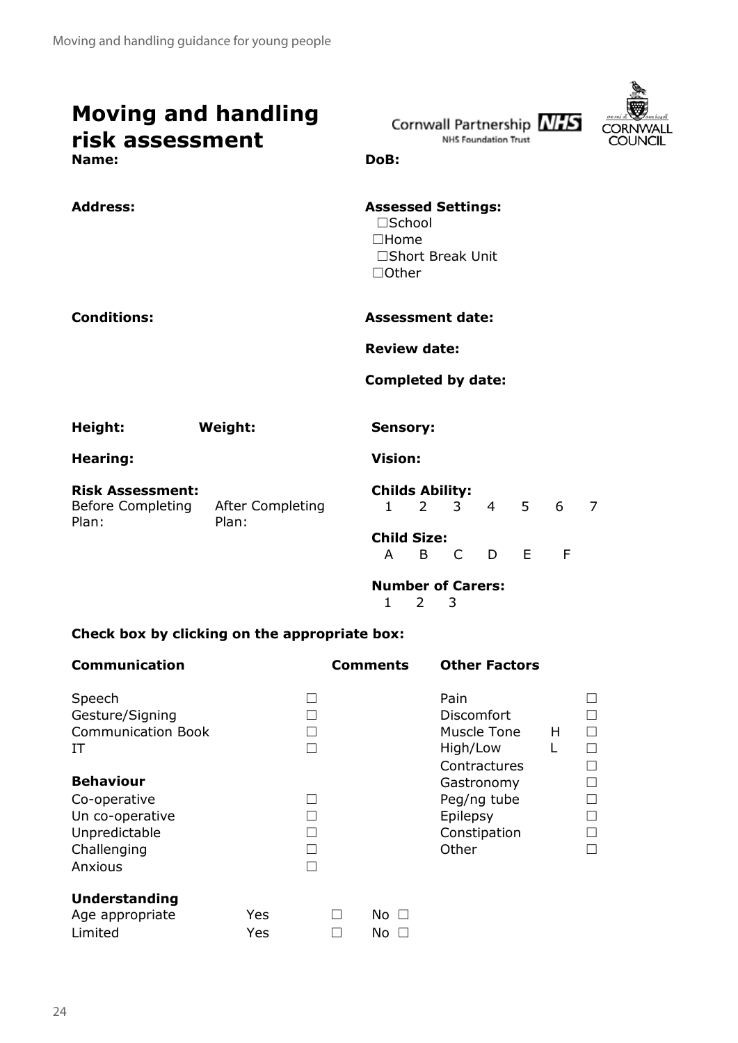# Moving and handling risk assessment

Cornwall Partnership NHS Foundation Trust

CORNWALL COUNCIL

**Name:**

**DoB:**

**Address:**

**Assessed Settings:**

☐School
☐Home
☐Short Break Unit
☐Other

**Conditions:**

**Assessment date:**

**Review date:**

**Completed by date:**

**Height:** **Weight:**

**Sensory:**

**Hearing:**

**Vision:**

**Risk Assessment:**
Before Completing Plan: After Completing Plan:

**Childs Ability:**
1 2 3 4 5 6 7

**Child Size:**
A B C D E F

**Number of Carers:**
1 2 3

**Check box by clicking on the appropriate box:**

| Communication | | Comments | Other Factors | | |
|---|---|---|---|---|---|
| Speech | ☐ | | Pain | | ☐ |
| Gesture/Signing | ☐ | | Discomfort | | ☐ |
| Communication Book | ☐ | | Muscle Tone | H | ☐ |
| IT | ☐ | | High/Low | L | ☐ |
| | | | Contractures | | ☐ |
| **Behaviour** | | | Gastronomy | | ☐ |
| Co-operative | ☐ | | Peg/ng tube | | ☐ |
| Un co-operative | ☐ | | Epilepsy | | ☐ |
| Unpredictable | ☐ | | Constipation | | ☐ |
| Challenging | ☐ | | Other | | ☐ |
| Anxious | ☐ | | | | |

**Understanding**

| | | | |
|---|---|---|---|
| Age appropriate | Yes | ☐ | No ☐ |
| Limited | Yes | ☐ | No ☐ |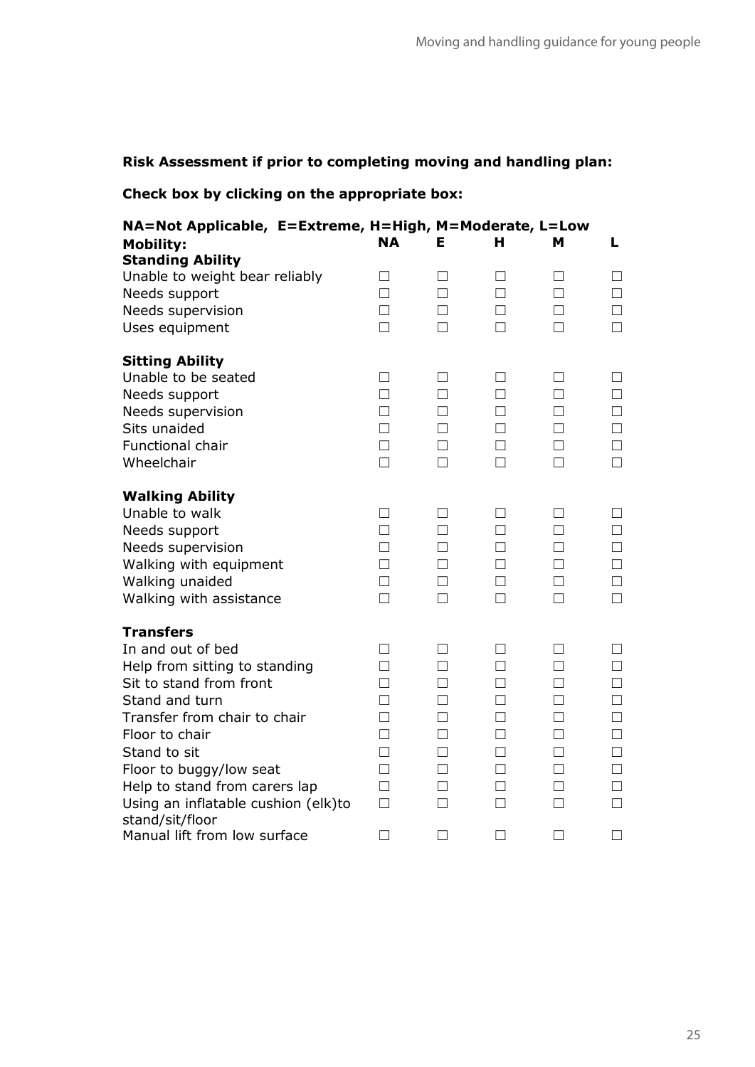**Risk Assessment if prior to completing moving and handling plan:**

**Check box by clicking on the appropriate box:**

**NA=Not Applicable, E=Extreme, H=High, M=Moderate, L=Low**

| **Mobility:** | **NA** | **E** | **H** | **M** | **L** |
|---|---|---|---|---|---|
| **Standing Ability** | | | | | |
| Unable to weight bear reliably | ☐ | ☐ | ☐ | ☐ | ☐ |
| Needs support | ☐ | ☐ | ☐ | ☐ | ☐ |
| Needs supervision | ☐ | ☐ | ☐ | ☐ | ☐ |
| Uses equipment | ☐ | ☐ | ☐ | ☐ | ☐ |
| **Sitting Ability** | | | | | |
| Unable to be seated | ☐ | ☐ | ☐ | ☐ | ☐ |
| Needs support | ☐ | ☐ | ☐ | ☐ | ☐ |
| Needs supervision | ☐ | ☐ | ☐ | ☐ | ☐ |
| Sits unaided | ☐ | ☐ | ☐ | ☐ | ☐ |
| Functional chair | ☐ | ☐ | ☐ | ☐ | ☐ |
| Wheelchair | ☐ | ☐ | ☐ | ☐ | ☐ |
| **Walking Ability** | | | | | |
| Unable to walk | ☐ | ☐ | ☐ | ☐ | ☐ |
| Needs support | ☐ | ☐ | ☐ | ☐ | ☐ |
| Needs supervision | ☐ | ☐ | ☐ | ☐ | ☐ |
| Walking with equipment | ☐ | ☐ | ☐ | ☐ | ☐ |
| Walking unaided | ☐ | ☐ | ☐ | ☐ | ☐ |
| Walking with assistance | ☐ | ☐ | ☐ | ☐ | ☐ |
| **Transfers** | | | | | |
| In and out of bed | ☐ | ☐ | ☐ | ☐ | ☐ |
| Help from sitting to standing | ☐ | ☐ | ☐ | ☐ | ☐ |
| Sit to stand from front | ☐ | ☐ | ☐ | ☐ | ☐ |
| Stand and turn | ☐ | ☐ | ☐ | ☐ | ☐ |
| Transfer from chair to chair | ☐ | ☐ | ☐ | ☐ | ☐ |
| Floor to chair | ☐ | ☐ | ☐ | ☐ | ☐ |
| Stand to sit | ☐ | ☐ | ☐ | ☐ | ☐ |
| Floor to buggy/low seat | ☐ | ☐ | ☐ | ☐ | ☐ |
| Help to stand from carers lap | ☐ | ☐ | ☐ | ☐ | ☐ |
| Using an inflatable cushion (elk)to stand/sit/floor | ☐ | ☐ | ☐ | ☐ | ☐ |
| Manual lift from low surface | ☐ | ☐ | ☐ | ☐ | ☐ |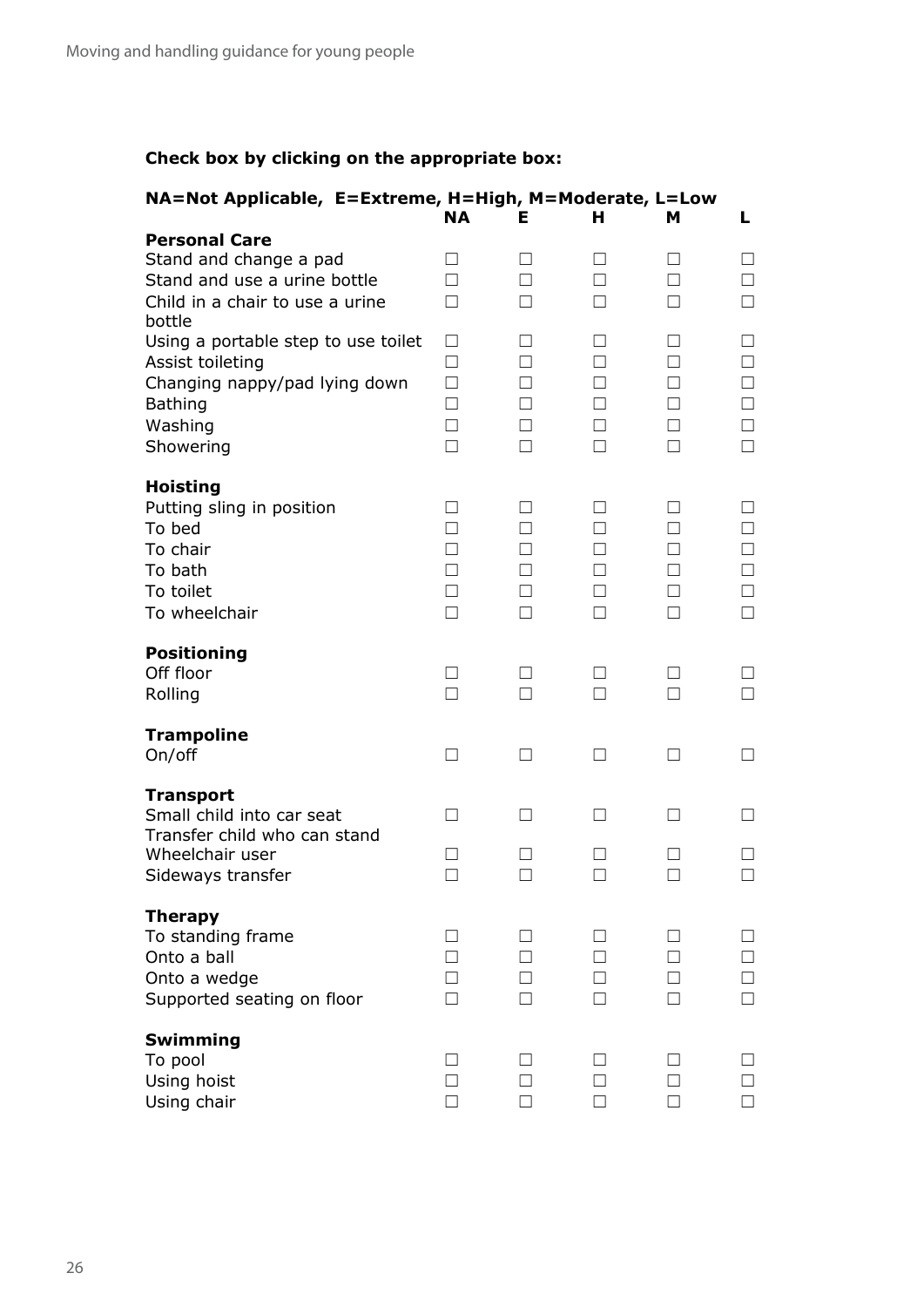**Check box by clicking on the appropriate box:**

**NA=Not Applicable, E=Extreme, H=High, M=Moderate, L=Low**

| | NA | E | H | M | L |
|---|---|---|---|---|---|
| **Personal Care** | | | | | |
| Stand and change a pad | ☐ | ☐ | ☐ | ☐ | ☐ |
| Stand and use a urine bottle | ☐ | ☐ | ☐ | ☐ | ☐ |
| Child in a chair to use a urine bottle | ☐ | ☐ | ☐ | ☐ | ☐ |
| Using a portable step to use toilet | ☐ | ☐ | ☐ | ☐ | ☐ |
| Assist toileting | ☐ | ☐ | ☐ | ☐ | ☐ |
| Changing nappy/pad lying down | ☐ | ☐ | ☐ | ☐ | ☐ |
| Bathing | ☐ | ☐ | ☐ | ☐ | ☐ |
| Washing | ☐ | ☐ | ☐ | ☐ | ☐ |
| Showering | ☐ | ☐ | ☐ | ☐ | ☐ |
| **Hoisting** | | | | | |
| Putting sling in position | ☐ | ☐ | ☐ | ☐ | ☐ |
| To bed | ☐ | ☐ | ☐ | ☐ | ☐ |
| To chair | ☐ | ☐ | ☐ | ☐ | ☐ |
| To bath | ☐ | ☐ | ☐ | ☐ | ☐ |
| To toilet | ☐ | ☐ | ☐ | ☐ | ☐ |
| To wheelchair | ☐ | ☐ | ☐ | ☐ | ☐ |
| **Positioning** | | | | | |
| Off floor | ☐ | ☐ | ☐ | ☐ | ☐ |
| Rolling | ☐ | ☐ | ☐ | ☐ | ☐ |
| **Trampoline** | | | | | |
| On/off | ☐ | ☐ | ☐ | ☐ | ☐ |
| **Transport** | | | | | |
| Small child into car seat | ☐ | ☐ | ☐ | ☐ | ☐ |
| Transfer child who can stand | | | | | |
| Wheelchair user | ☐ | ☐ | ☐ | ☐ | ☐ |
| Sideways transfer | ☐ | ☐ | ☐ | ☐ | ☐ |
| **Therapy** | | | | | |
| To standing frame | ☐ | ☐ | ☐ | ☐ | ☐ |
| Onto a ball | ☐ | ☐ | ☐ | ☐ | ☐ |
| Onto a wedge | ☐ | ☐ | ☐ | ☐ | ☐ |
| Supported seating on floor | ☐ | ☐ | ☐ | ☐ | ☐ |
| **Swimming** | | | | | |
| To pool | ☐ | ☐ | ☐ | ☐ | ☐ |
| Using hoist | ☐ | ☐ | ☐ | ☐ | ☐ |
| Using chair | ☐ | ☐ | ☐ | ☐ | ☐ |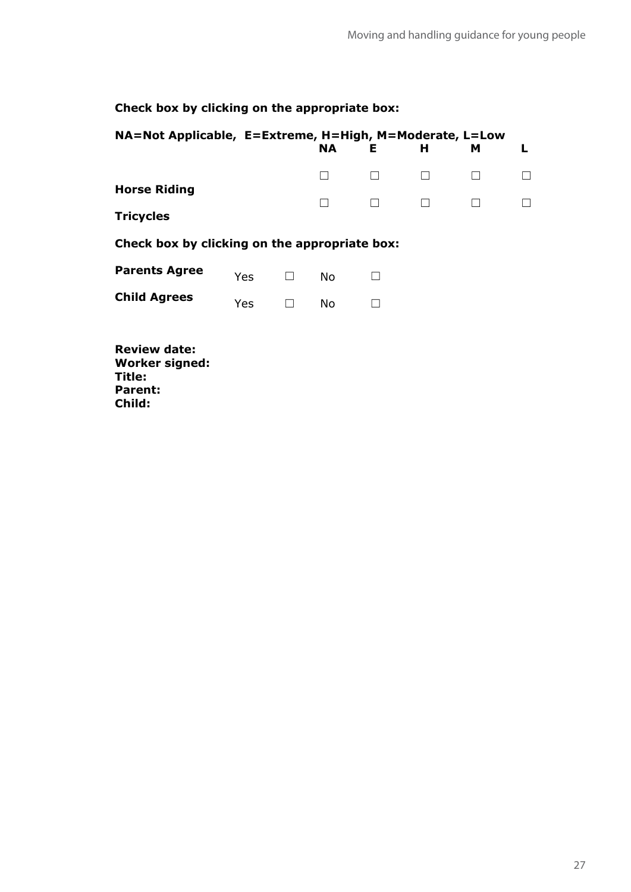**Check box by clicking on the appropriate box:**

**NA=Not Applicable, E=Extreme, H=High, M=Moderate, L=Low**

| | NA | E | H | M | L |
|---|---|---|---|---|---|
| **Horse Riding** | ☐ | ☐ | ☐ | ☐ | ☐ |
| **Tricycles** | ☐ | ☐ | ☐ | ☐ | ☐ |

**Check box by clicking on the appropriate box:**

| | | | | |
|---|---|---|---|---|
| **Parents Agree** | Yes | ☐ | No | ☐ |
| **Child Agrees** | Yes | ☐ | No | ☐ |

**Review date:**
**Worker signed:**
**Title:**
**Parent:**
**Child:**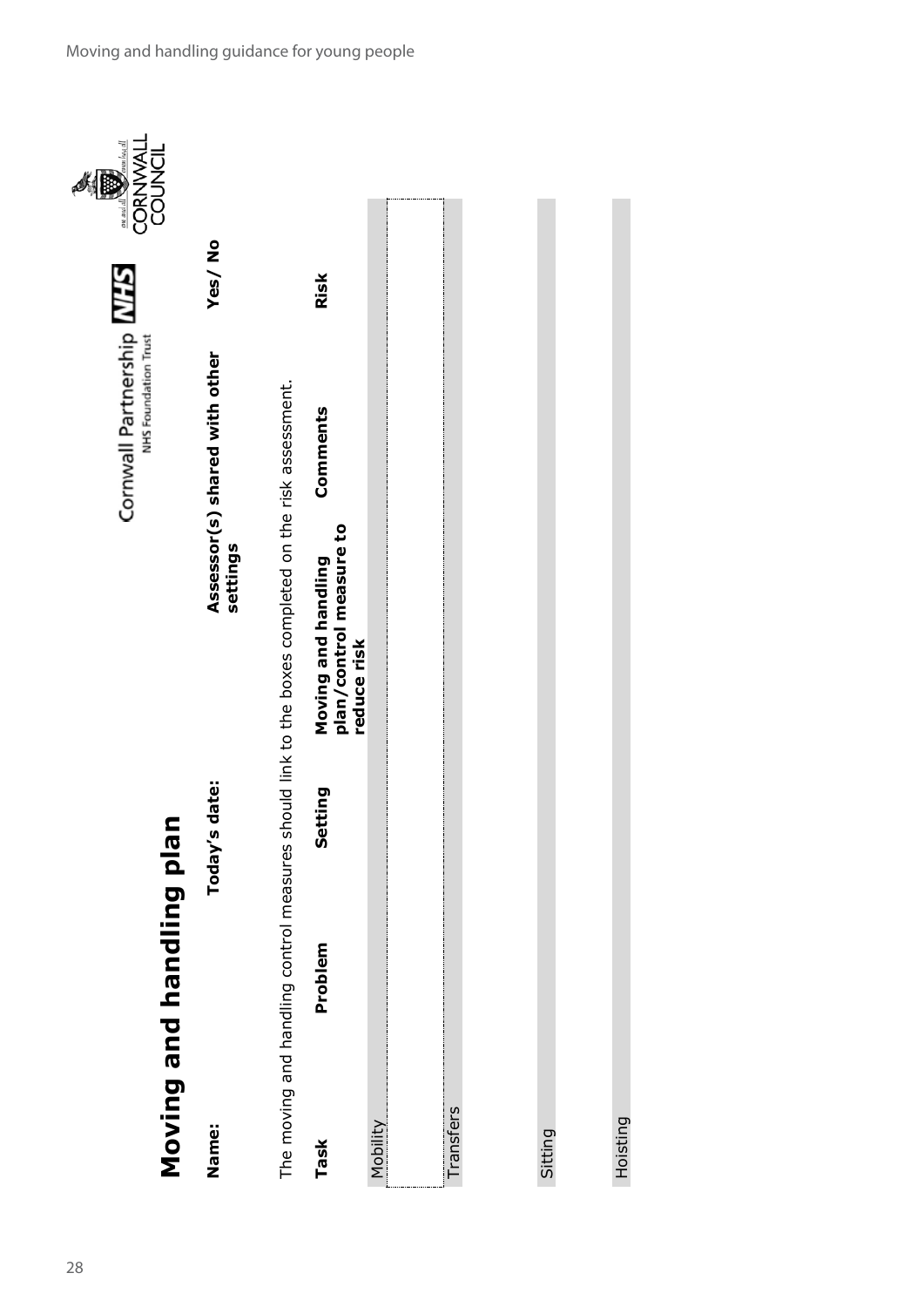# Moving and handling plan

**Name:** | **Today's date:** | **Assessor(s) shared with other settings** | **Yes/ No**

The moving and handling control measures should link to the boxes completed on the risk assessment.

| Task | Problem | Setting | Moving and handling plan/control measure to reduce risk | Comments | Risk |
|---|---|---|---|---|---|
| Mobility | | | | | |
| | | | | | |
| Transfers | | | | | |
| | | | | | |
| Sitting | | | | | |
| | | | | | |
| Hoisting | | | | | |
| | | | | | |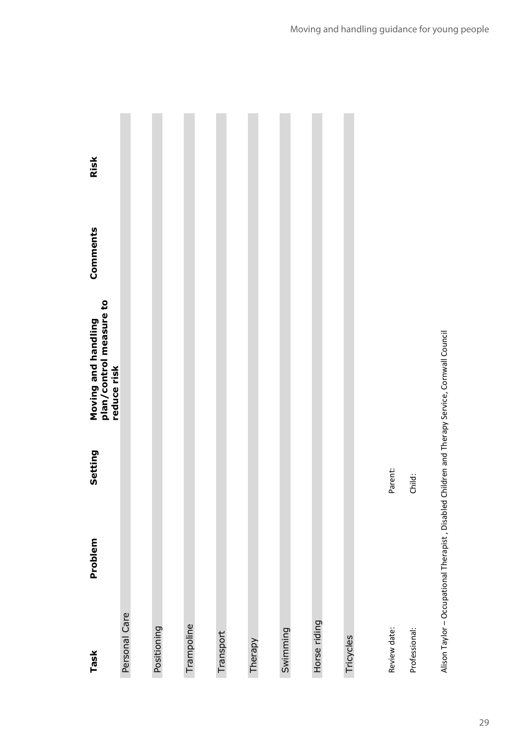| Task | Problem | Setting | Moving and handling plan/control measure to reduce risk | Comments | Risk |
|---|---|---|---|---|---|
| Personal Care | | | | | |
| Positioning | | | | | |
| Trampoline | | | | | |
| Transport | | | | | |
| Therapy | | | | | |
| Swimming | | | | | |
| Horse riding | | | | | |
| Tricycles | | | | | |

Review date: Parent:

Professional: Child:

Alison Taylor – Occupational Therapist , Disabled Children and Therapy Service, Cornwall Council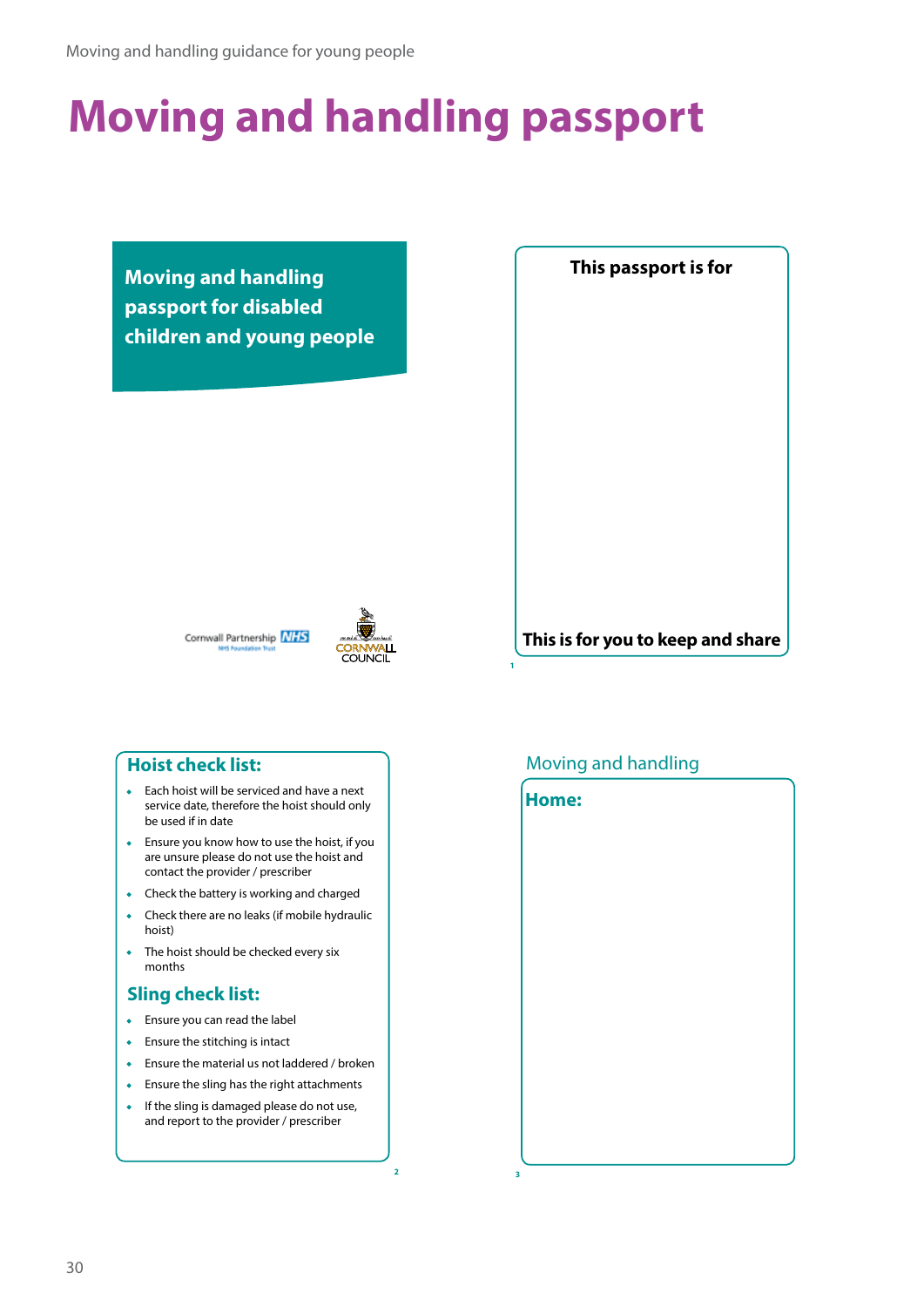# Moving and handling passport

## Moving and handling passport for disabled children and young people

Cornwall Partnership NHS Foundation Trust

Cornwall Council

**This passport is for**

**This is for you to keep and share**

### Hoist check list:

- Each hoist will be serviced and have a next service date, therefore the hoist should only be used if in date
- Ensure you know how to use the hoist, if you are unsure please do not use the hoist and contact the provider / prescriber
- Check the battery is working and charged
- Check there are no leaks (if mobile hydraulic hoist)
- The hoist should be checked every six months

### Sling check list:

- Ensure you can read the label
- Ensure the stitching is intact
- Ensure the material us not laddered / broken
- Ensure the sling has the right attachments
- If the sling is damaged please do not use, and report to the provider / prescriber

Moving and handling

**Home:**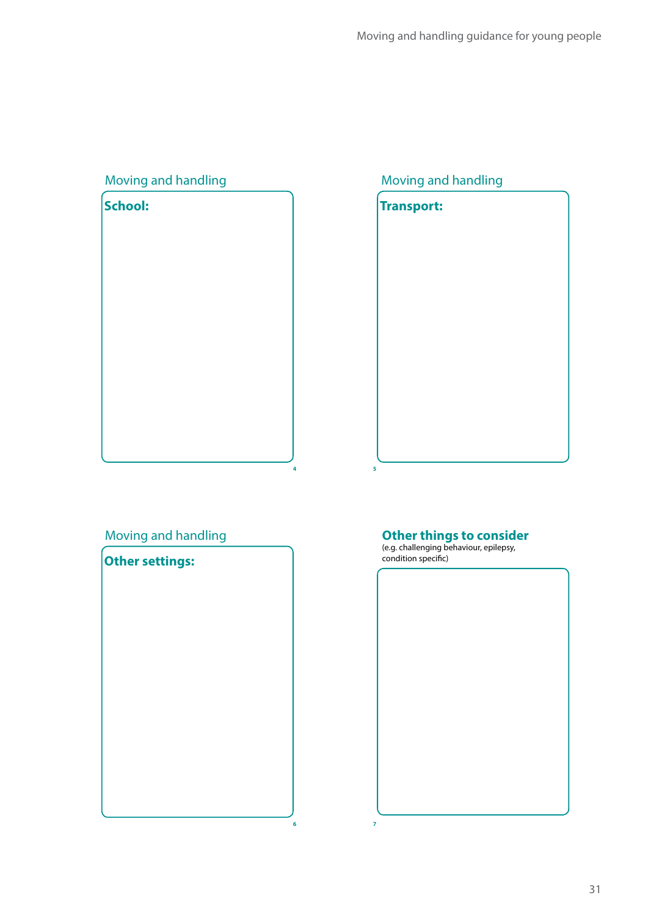## Moving and handling

**School:**

4

## Moving and handling

**Transport:**

5

## Moving and handling

**Other settings:**

6

## Other things to consider

(e.g. challenging behaviour, epilepsy, condition specific)

7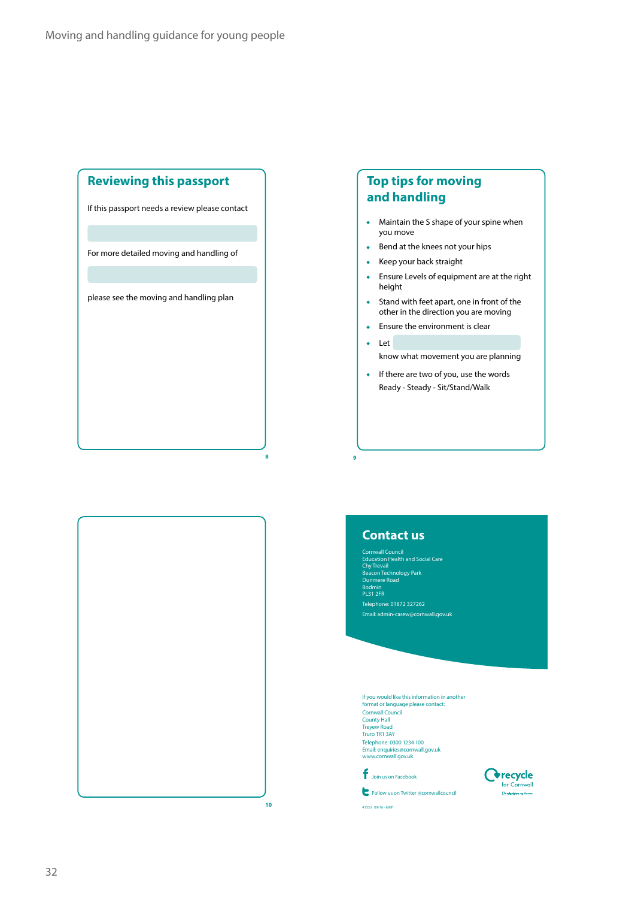## Reviewing this passport

If this passport needs a review please contact

For more detailed moving and handling of

please see the moving and handling plan

8

## Top tips for moving and handling

- Maintain the S shape of your spine when you move
- Bend at the knees not your hips
- Keep your back straight
- Ensure Levels of equipment are at the right height
- Stand with feet apart, one in front of the other in the direction you are moving
- Ensure the environment is clear
- Let know what movement you are planning
- If there are two of you, use the words Ready - Steady - Sit/Stand/Walk

9

10

## Contact us

Cornwall Council
Education Health and Social Care
Chy Trevail
Beacon Technology Park
Dunmere Road
Bodmin
PL31 2FR

Telephone: 01872 327262

Email: admin-carew@cornwall.gov.uk

If you would like this information in another format or language please contact:
Cornwall Council
County Hall
Treyew Road
Truro TR1 3AY
Telephone: 0300 1234 100
Email: enquiries@cornwall.gov.uk
www.cornwall.gov.uk

Join us on Facebook

Follow us on Twitter @cornwallcouncil

recycle for Cornwall

41533 09/16 - MHP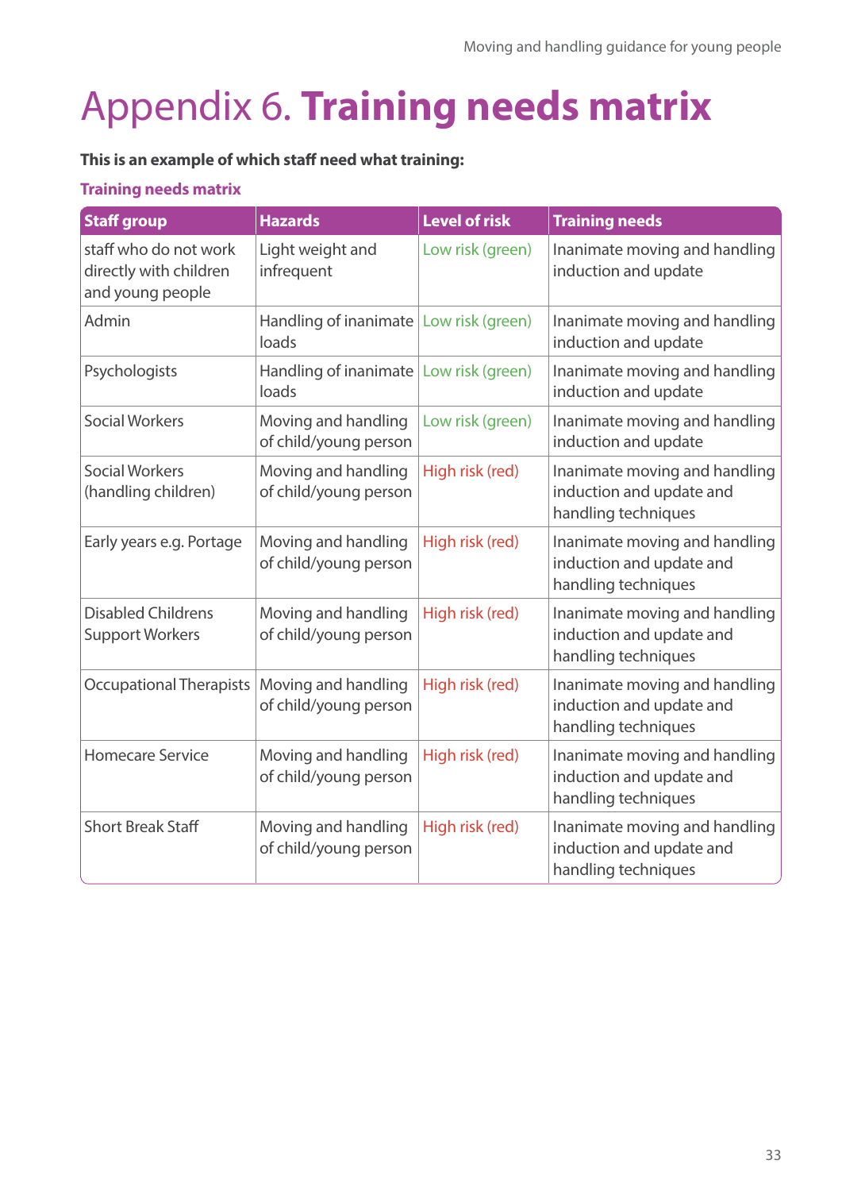# Appendix 6. **Training needs matrix**

**This is an example of which staff need what training:**

**Training needs matrix**

| Staff group | Hazards | Level of risk | Training needs |
|---|---|---|---|
| staff who do not work directly with children and young people | Light weight and infrequent | Low risk (green) | Inanimate moving and handling induction and update |
| Admin | Handling of inanimate loads | Low risk (green) | Inanimate moving and handling induction and update |
| Psychologists | Handling of inanimate loads | Low risk (green) | Inanimate moving and handling induction and update |
| Social Workers | Moving and handling of child/young person | Low risk (green) | Inanimate moving and handling induction and update |
| Social Workers (handling children) | Moving and handling of child/young person | High risk (red) | Inanimate moving and handling induction and update and handling techniques |
| Early years e.g. Portage | Moving and handling of child/young person | High risk (red) | Inanimate moving and handling induction and update and handling techniques |
| Disabled Childrens Support Workers | Moving and handling of child/young person | High risk (red) | Inanimate moving and handling induction and update and handling techniques |
| Occupational Therapists | Moving and handling of child/young person | High risk (red) | Inanimate moving and handling induction and update and handling techniques |
| Homecare Service | Moving and handling of child/young person | High risk (red) | Inanimate moving and handling induction and update and handling techniques |
| Short Break Staff | Moving and handling of child/young person | High risk (red) | Inanimate moving and handling induction and update and handling techniques |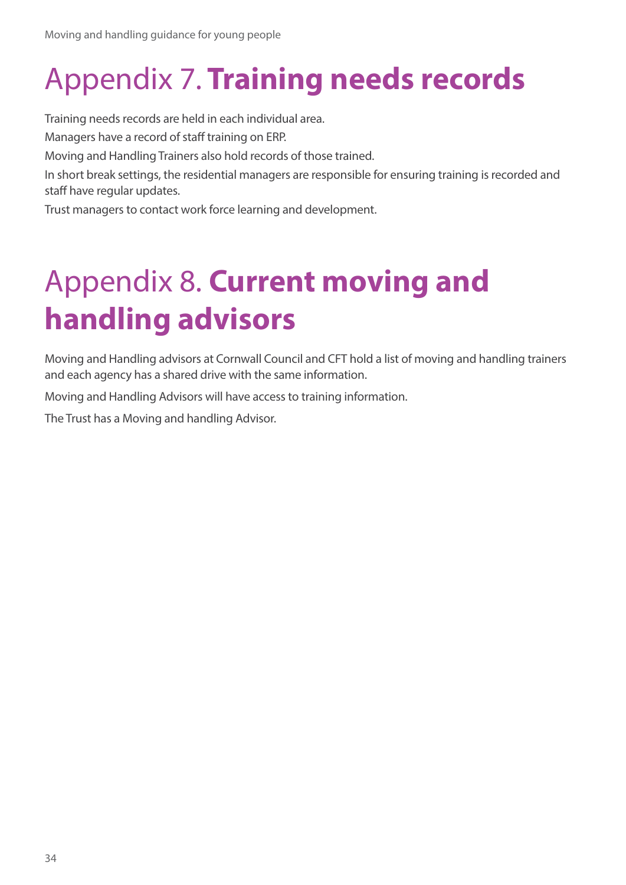# Appendix 7. **Training needs records**

Training needs records are held in each individual area.

Managers have a record of staff training on ERP.

Moving and Handling Trainers also hold records of those trained.

In short break settings, the residential managers are responsible for ensuring training is recorded and staff have regular updates.

Trust managers to contact work force learning and development.

# Appendix 8. **Current moving and handling advisors**

Moving and Handling advisors at Cornwall Council and CFT hold a list of moving and handling trainers and each agency has a shared drive with the same information.

Moving and Handling Advisors will have access to training information.

The Trust has a Moving and handling Advisor.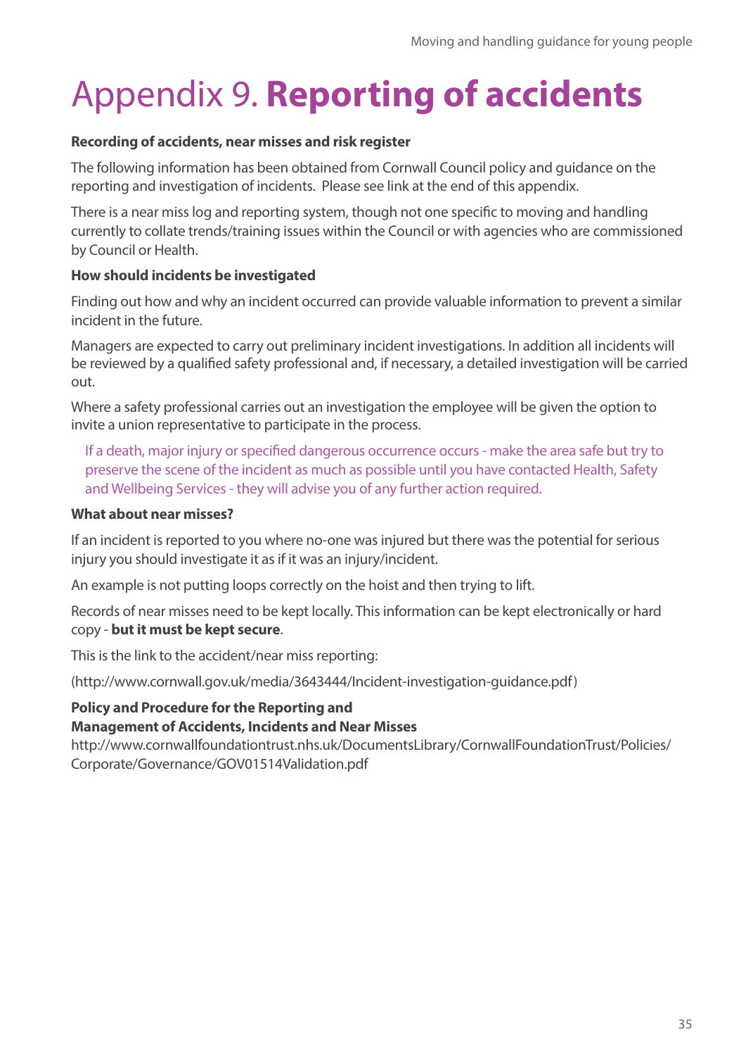# Appendix 9. **Reporting of accidents**

**Recording of accidents, near misses and risk register**

The following information has been obtained from Cornwall Council policy and guidance on the reporting and investigation of incidents. Please see link at the end of this appendix.

There is a near miss log and reporting system, though not one specific to moving and handling currently to collate trends/training issues within the Council or with agencies who are commissioned by Council or Health.

**How should incidents be investigated**

Finding out how and why an incident occurred can provide valuable information to prevent a similar incident in the future.

Managers are expected to carry out preliminary incident investigations. In addition all incidents will be reviewed by a qualified safety professional and, if necessary, a detailed investigation will be carried out.

Where a safety professional carries out an investigation the employee will be given the option to invite a union representative to participate in the process.

> If a death, major injury or specified dangerous occurrence occurs - make the area safe but try to preserve the scene of the incident as much as possible until you have contacted Health, Safety and Wellbeing Services - they will advise you of any further action required.

**What about near misses?**

If an incident is reported to you where no-one was injured but there was the potential for serious injury you should investigate it as if it was an injury/incident.

An example is not putting loops correctly on the hoist and then trying to lift.

Records of near misses need to be kept locally. This information can be kept electronically or hard copy - **but it must be kept secure**.

This is the link to the accident/near miss reporting:

(http://www.cornwall.gov.uk/media/3643444/Incident-investigation-guidance.pdf)

**Policy and Procedure for the Reporting and**
**Management of Accidents, Incidents and Near Misses**
http://www.cornwallfoundationtrust.nhs.uk/DocumentsLibrary/CornwallFoundationTrust/Policies/Corporate/Governance/GOV01514Validation.pdf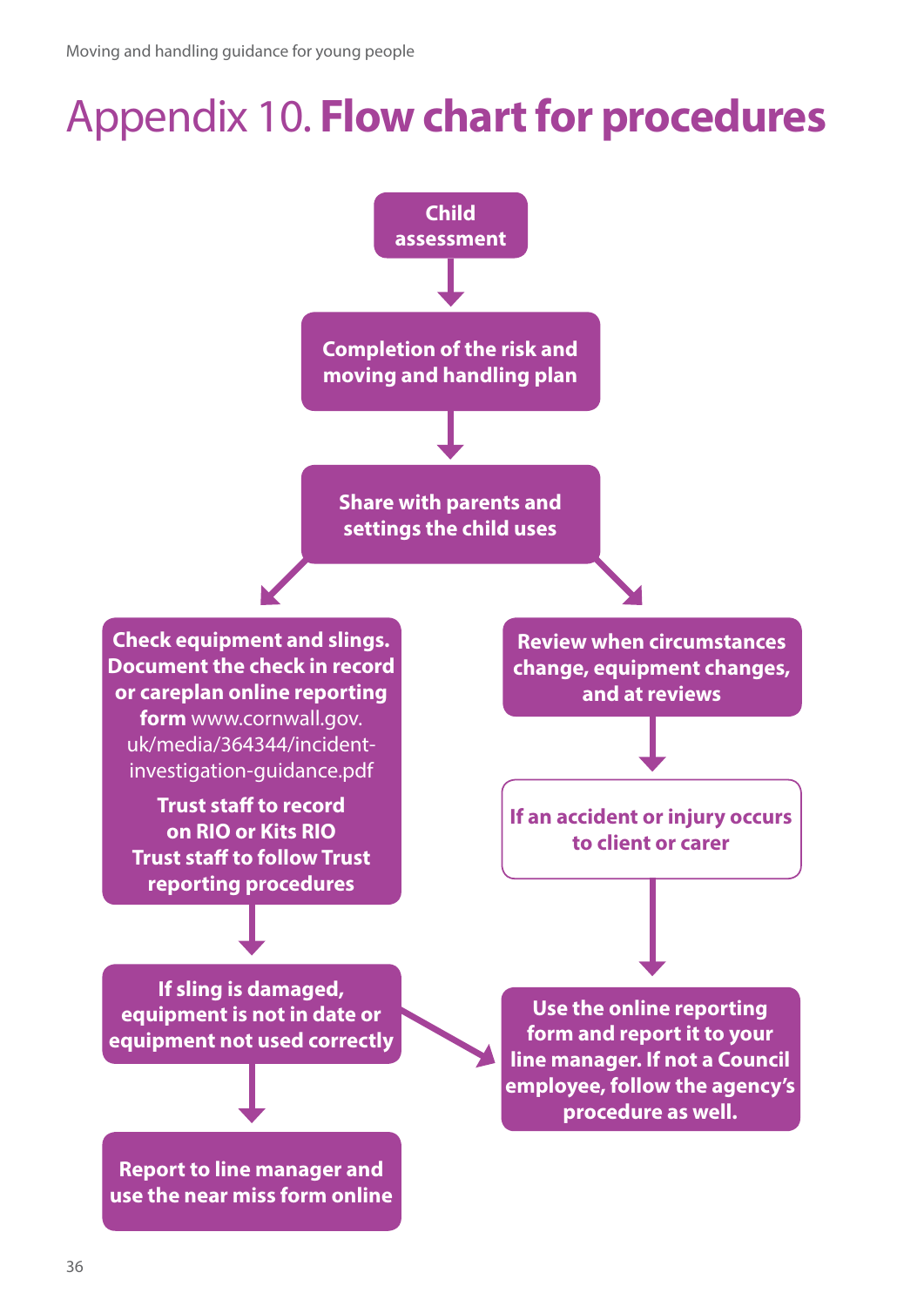# Appendix 10. **Flow chart for procedures**

**Child assessment**

↓

**Completion of the risk and moving and handling plan**

↓

**Share with parents and settings the child uses**

↙ ↘

**Check equipment and slings. Document the check in record or careplan online reporting form** www.cornwall.gov.uk/media/364344/incident-investigation-guidance.pdf

**Trust staff to record on RIO or Kits RIO**
**Trust staff to follow Trust reporting procedures**

↓

**If sling is damaged, equipment is not in date or equipment not used correctly**

↓ (and → to "Use the online reporting form…")

**Report to line manager and use the near miss form online**

---

**Review when circumstances change, equipment changes, and at reviews**

↓

**If an accident or injury occurs to client or carer**

↓

**Use the online reporting form and report it to your line manager. If not a Council employee, follow the agency's procedure as well.**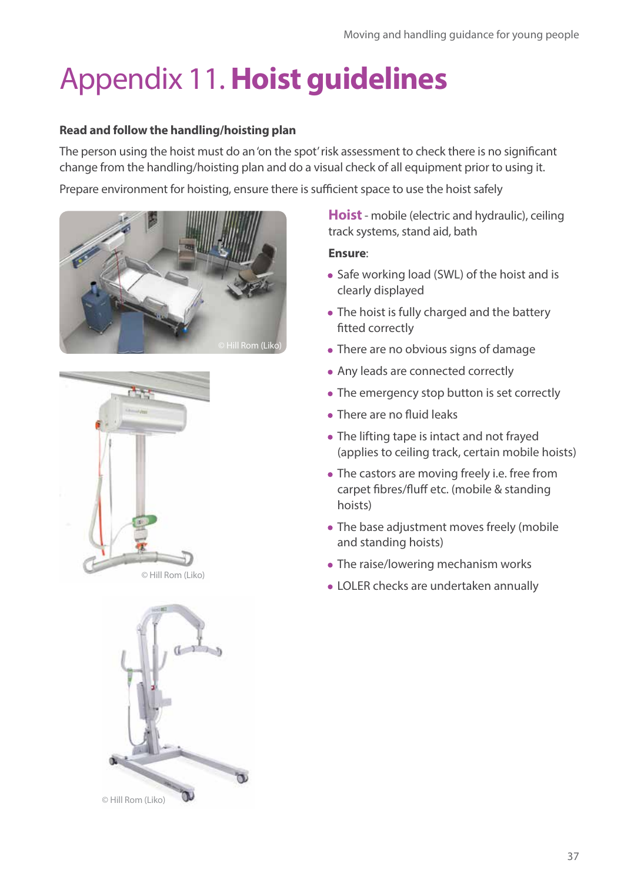# Appendix 11. **Hoist guidelines**

**Read and follow the handling/hoisting plan**

The person using the hoist must do an 'on the spot' risk assessment to check there is no significant change from the handling/hoisting plan and do a visual check of all equipment prior to using it.

Prepare environment for hoisting, ensure there is sufficient space to use the hoist safely

© Hill Rom (Liko)

© Hill Rom (Liko)

© Hill Rom (Liko)

**Hoist** - mobile (electric and hydraulic), ceiling track systems, stand aid, bath

**Ensure**:

- Safe working load (SWL) of the hoist and is clearly displayed
- The hoist is fully charged and the battery fitted correctly
- There are no obvious signs of damage
- Any leads are connected correctly
- The emergency stop button is set correctly
- There are no fluid leaks
- The lifting tape is intact and not frayed (applies to ceiling track, certain mobile hoists)
- The castors are moving freely i.e. free from carpet fibres/fluff etc. (mobile & standing hoists)
- The base adjustment moves freely (mobile and standing hoists)
- The raise/lowering mechanism works
- LOLER checks are undertaken annually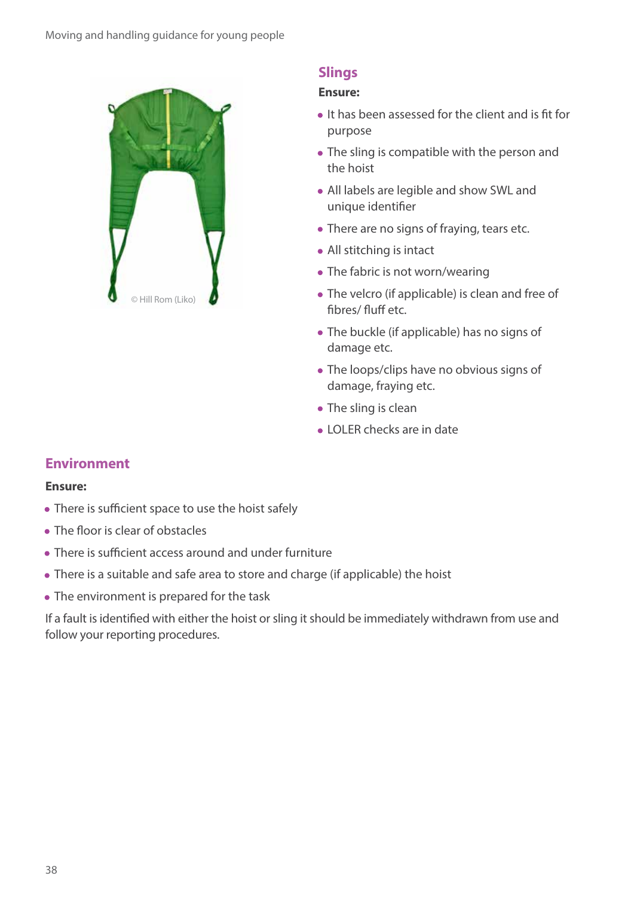© Hill Rom (Liko)

## Slings

**Ensure:**

- It has been assessed for the client and is fit for purpose
- The sling is compatible with the person and the hoist
- All labels are legible and show SWL and unique identifier
- There are no signs of fraying, tears etc.
- All stitching is intact
- The fabric is not worn/wearing
- The velcro (if applicable) is clean and free of fibres/ fluff etc.
- The buckle (if applicable) has no signs of damage etc.
- The loops/clips have no obvious signs of damage, fraying etc.
- The sling is clean
- LOLER checks are in date

## Environment

**Ensure:**

- There is sufficient space to use the hoist safely
- The floor is clear of obstacles
- There is sufficient access around and under furniture
- There is a suitable and safe area to store and charge (if applicable) the hoist
- The environment is prepared for the task

If a fault is identified with either the hoist or sling it should be immediately withdrawn from use and follow your reporting procedures.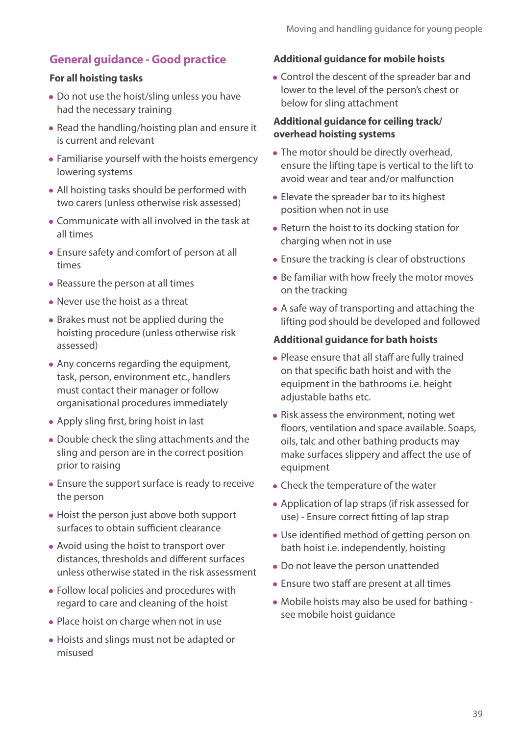## General guidance - Good practice

### For all hoisting tasks

- Do not use the hoist/sling unless you have had the necessary training
- Read the handling/hoisting plan and ensure it is current and relevant
- Familiarise yourself with the hoists emergency lowering systems
- All hoisting tasks should be performed with two carers (unless otherwise risk assessed)
- Communicate with all involved in the task at all times
- Ensure safety and comfort of person at all times
- Reassure the person at all times
- Never use the hoist as a threat
- Brakes must not be applied during the hoisting procedure (unless otherwise risk assessed)
- Any concerns regarding the equipment, task, person, environment etc., handlers must contact their manager or follow organisational procedures immediately
- Apply sling first, bring hoist in last
- Double check the sling attachments and the sling and person are in the correct position prior to raising
- Ensure the support surface is ready to receive the person
- Hoist the person just above both support surfaces to obtain sufficient clearance
- Avoid using the hoist to transport over distances, thresholds and different surfaces unless otherwise stated in the risk assessment
- Follow local policies and procedures with regard to care and cleaning of the hoist
- Place hoist on charge when not in use
- Hoists and slings must not be adapted or misused

### Additional guidance for mobile hoists

- Control the descent of the spreader bar and lower to the level of the person's chest or below for sling attachment

### Additional guidance for ceiling track/ overhead hoisting systems

- The motor should be directly overhead, ensure the lifting tape is vertical to the lift to avoid wear and tear and/or malfunction
- Elevate the spreader bar to its highest position when not in use
- Return the hoist to its docking station for charging when not in use
- Ensure the tracking is clear of obstructions
- Be familiar with how freely the motor moves on the tracking
- A safe way of transporting and attaching the lifting pod should be developed and followed

### Additional guidance for bath hoists

- Please ensure that all staff are fully trained on that specific bath hoist and with the equipment in the bathrooms i.e. height adjustable baths etc.
- Risk assess the environment, noting wet floors, ventilation and space available. Soaps, oils, talc and other bathing products may make surfaces slippery and affect the use of equipment
- Check the temperature of the water
- Application of lap straps (if risk assessed for use) - Ensure correct fitting of lap strap
- Use identified method of getting person on bath hoist i.e. independently, hoisting
- Do not leave the person unattended
- Ensure two staff are present at all times
- Mobile hoists may also be used for bathing - see mobile hoist guidance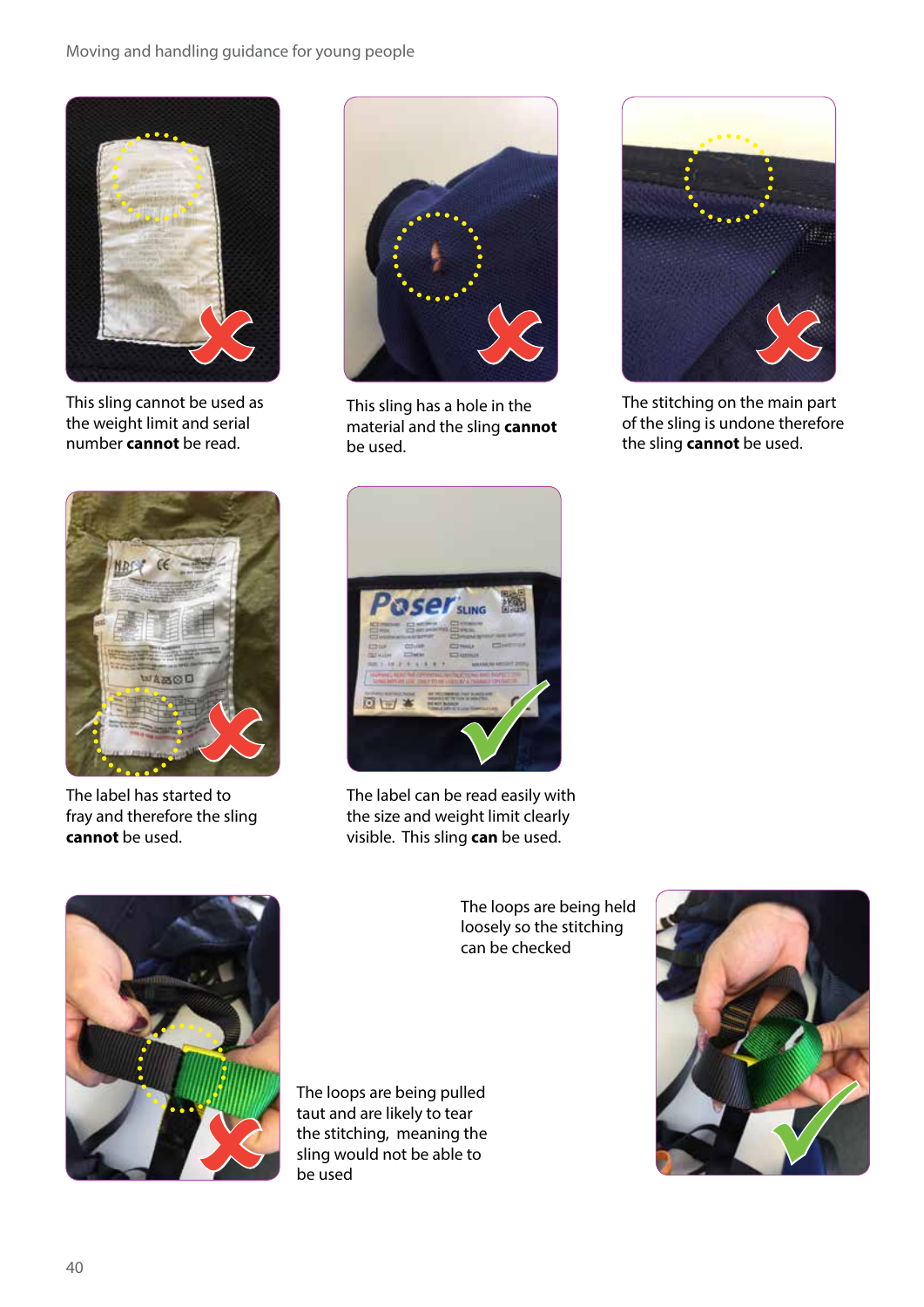This sling cannot be used as the weight limit and serial number **cannot** be read.

This sling has a hole in the material and the sling **cannot** be used.

The stitching on the main part of the sling is undone therefore the sling **cannot** be used.

The label has started to fray and therefore the sling **cannot** be used.

The label can be read easily with the size and weight limit clearly visible. This sling **can** be used.

The loops are being pulled taut and are likely to tear the stitching, meaning the sling would not be able to be used

The loops are being held loosely so the stitching can be checked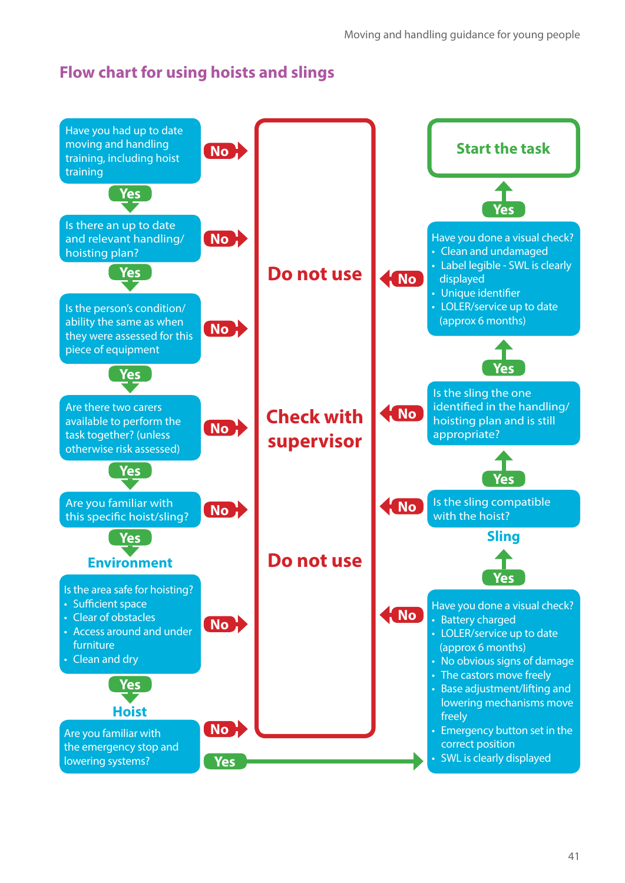## Flow chart for using hoists and slings

Have you had up to date moving and handling training, including hoist training

No → Do not use

Yes ↓

Is there an up to date and relevant handling/ hoisting plan?

No → Do not use

Yes ↓

Is the person's condition/ ability the same as when they were assessed for this piece of equipment

No → Do not use

Yes ↓

Are there two carers available to perform the task together? (unless otherwise risk assessed)

No → Check with supervisor

Yes ↓

Are you familiar with this specific hoist/sling?

No → Check with supervisor

Yes ↓

**Environment**

Is the area safe for hoisting?

- Sufficient space
- Clear of obstacles
- Access around and under furniture
- Clean and dry

No → Do not use

Yes ↓

**Hoist**

Are you familiar with the emergency stop and lowering systems?

No → Do not use

Yes →

Have you done a visual check?

- Battery charged
- LOLER/service up to date (approx 6 months)
- No obvious signs of damage
- The castors move freely
- Base adjustment/lifting and lowering mechanisms move freely
- Emergency button set in the correct position
- SWL is clearly displayed

No → Do not use

Yes ↑

**Sling**

Is the sling compatible with the hoist?

No → Do not use

Yes ↑

Is the sling the one identified in the handling/ hoisting plan and is still appropriate?

No → Check with supervisor

Yes ↑

Have you done a visual check?

- Clean and undamaged
- Label legible - SWL is clearly displayed
- Unique identifier
- LOLER/service up to date (approx 6 months)

No → Do not use

Yes ↑

**Start the task**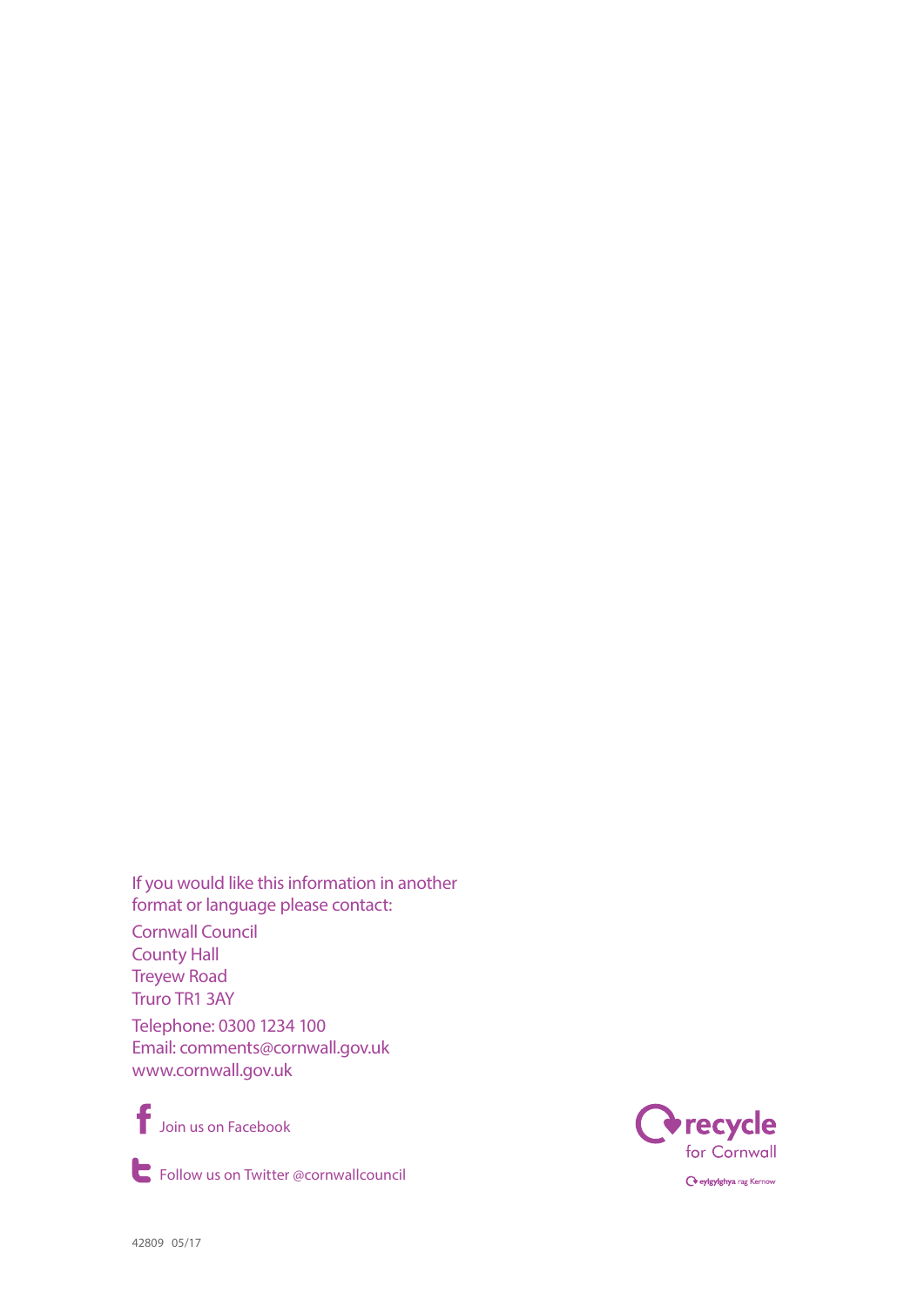If you would like this information in another format or language please contact:

Cornwall Council
County Hall
Treyew Road
Truro TR1 3AY

Telephone: 0300 1234 100
Email: comments@cornwall.gov.uk
www.cornwall.gov.uk

Join us on Facebook

Follow us on Twitter @cornwallcouncil

recycle for Cornwall

eylgylghya rag Kernow

42809 05/17